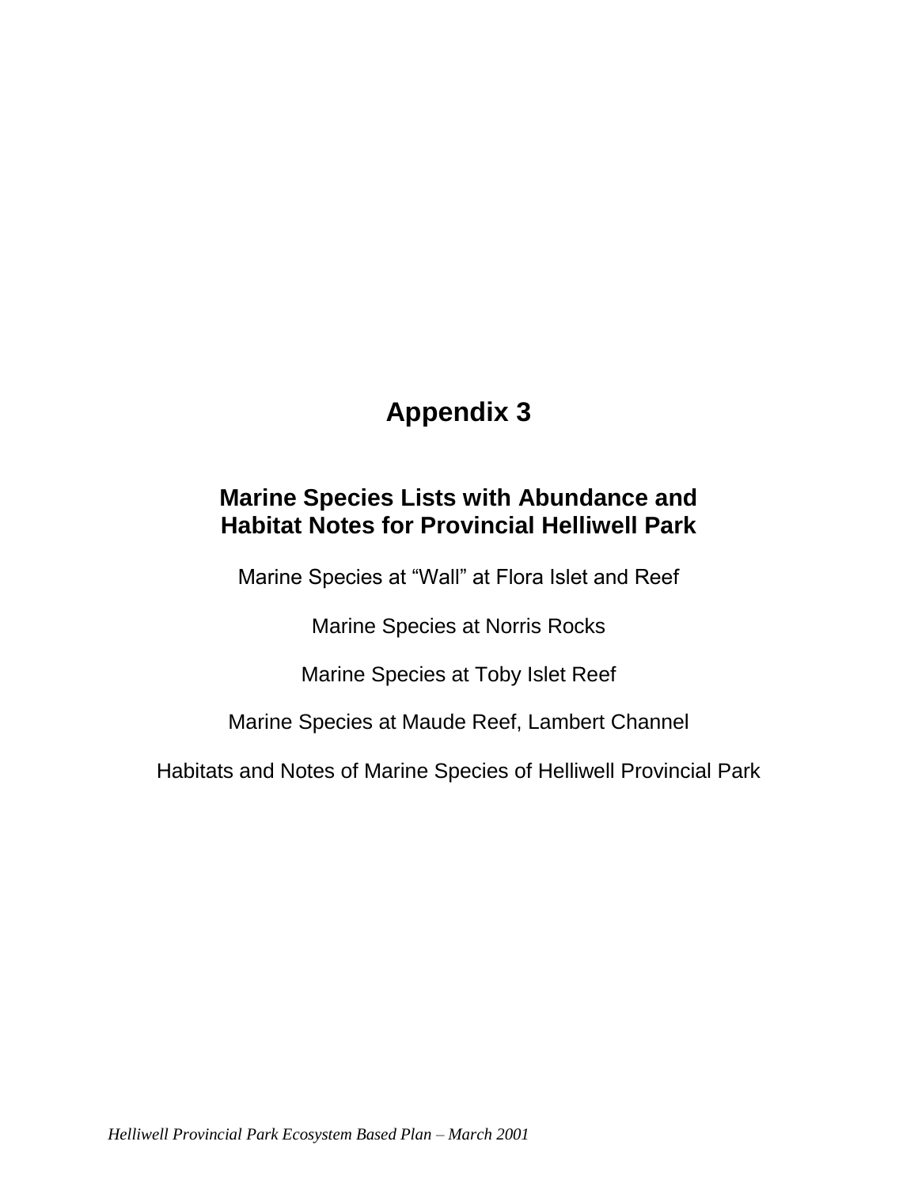# Appendix 3

## Marine Species Lists with Abundance and Habitat Notes for Provincial Helliwell Park

Marine Species at "Wall" at Flora Islet and Reef

Marine Species at Norris Rocks

Marine Species at Toby Islet Reef

Marine Species at Maude Reef, Lambert Channel

Habitats and Notes of Marine Species of Helliwell Provincial Park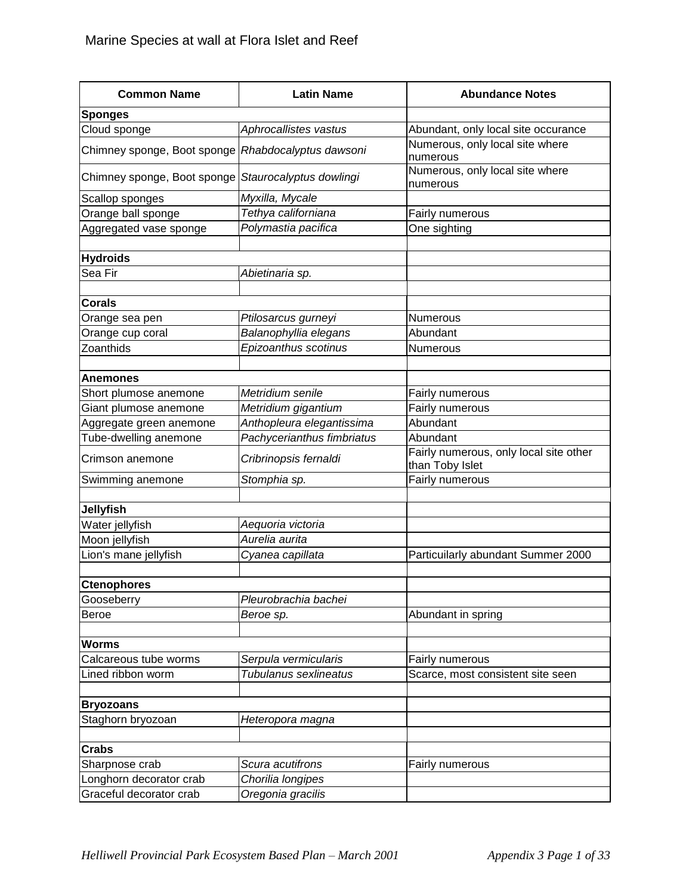# Marine Species at wall at Flora Islet and Reef

| Common Name | Latin Name | Abundance Notes |
|---|---|---|
| **Sponges** | | |
| Cloud sponge | *Aphrocallistes vastus* | Abundant, only local site occurance |
| Chimney sponge, Boot sponge | *Rhabdocalyptus dawsoni* | Numerous, only local site where numerous |
| Chimney sponge, Boot sponge | *Staurocalyptus dowlingi* | Numerous, only local site where numerous |
| Scallop sponges | *Myxilla, Mycale* | |
| Orange ball sponge | *Tethya californiana* | Fairly numerous |
| Aggregated vase sponge | *Polymastia pacifica* | One sighting |
| | | |
| **Hydroids** | | |
| Sea Fir | *Abietinaria sp.* | |
| | | |
| **Corals** | | |
| Orange sea pen | *Ptilosarcus gurneyi* | Numerous |
| Orange cup coral | *Balanophyllia elegans* | Abundant |
| Zoanthids | *Epizoanthus scotinus* | Numerous |
| | | |
| **Anemones** | | |
| Short plumose anemone | *Metridium senile* | Fairly numerous |
| Giant plumose anemone | *Metridium gigantium* | Fairly numerous |
| Aggregate green anemone | *Anthopleura elegantissima* | Abundant |
| Tube-dwelling anemone | *Pachycerianthus fimbriatus* | Abundant |
| Crimson anemone | *Cribrinopsis fernaldi* | Fairly numerous, only local site other than Toby Islet |
| Swimming anemone | *Stomphia sp.* | Fairly numerous |
| | | |
| **Jellyfish** | | |
| Water jellyfish | *Aequoria victoria* | |
| Moon jellyfish | *Aurelia aurita* | |
| Lion's mane jellyfish | *Cyanea capillata* | Particuilarly abundant Summer 2000 |
| | | |
| **Ctenophores** | | |
| Gooseberry | *Pleurobrachia bachei* | |
| Beroe | *Beroe sp.* | Abundant in spring |
| | | |
| **Worms** | | |
| Calcareous tube worms | *Serpula vermicularis* | Fairly numerous |
| Lined ribbon worm | *Tubulanus sexlineatus* | Scarce, most consistent site seen |
| | | |
| **Bryozoans** | | |
| Staghorn bryozoan | *Heteropora magna* | |
| | | |
| **Crabs** | | |
| Sharpnose crab | *Scura acutifrons* | Fairly numerous |
| Longhorn decorator crab | *Chorilia longipes* | |
| Graceful decorator crab | *Oregonia gracilis* | |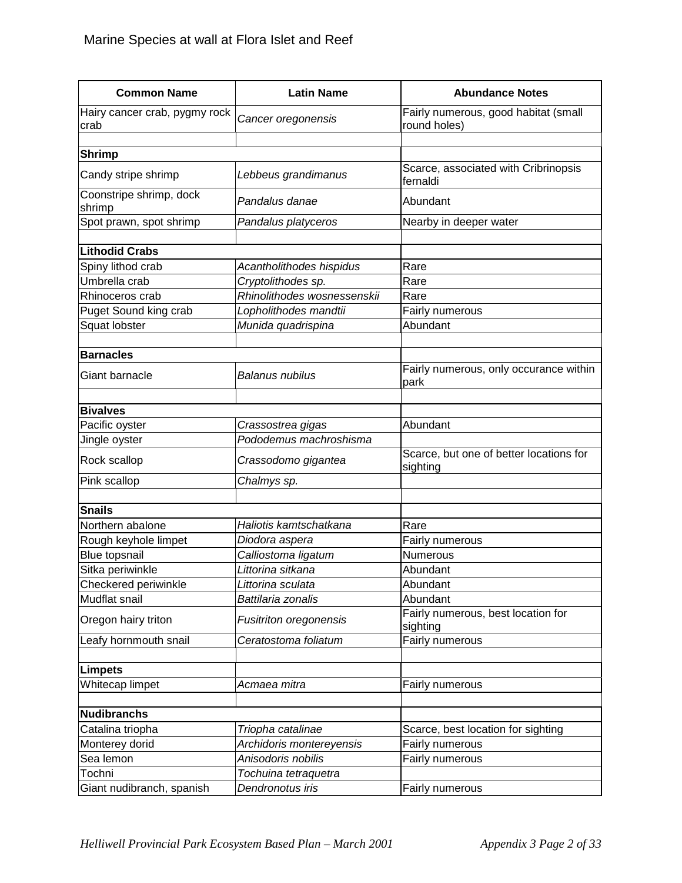Marine Species at wall at Flora Islet and Reef

| Common Name | Latin Name | Abundance Notes |
|---|---|---|
| Hairy cancer crab, pygmy rock crab | *Cancer oregonensis* | Fairly numerous, good habitat (small round holes) |
| | | |
| **Shrimp** | | |
| Candy stripe shrimp | *Lebbeus grandimanus* | Scarce, associated with Cribrinopsis fernaldi |
| Coonstripe shrimp, dock shrimp | *Pandalus danae* | Abundant |
| Spot prawn, spot shrimp | *Pandalus platyceros* | Nearby in deeper water |
| | | |
| **Lithodid Crabs** | | |
| Spiny lithod crab | *Acantholithodes hispidus* | Rare |
| Umbrella crab | *Cryptolithodes sp.* | Rare |
| Rhinoceros crab | *Rhinolithodes wosnessenskii* | Rare |
| Puget Sound king crab | *Lopholithodes mandtii* | Fairly numerous |
| Squat lobster | *Munida quadrispina* | Abundant |
| | | |
| **Barnacles** | | |
| Giant barnacle | *Balanus nubilus* | Fairly numerous, only occurance within park |
| | | |
| **Bivalves** | | |
| Pacific oyster | *Crassostrea gigas* | Abundant |
| Jingle oyster | *Pododemus machroshisma* | |
| Rock scallop | *Crassodomo gigantea* | Scarce, but one of better locations for sighting |
| Pink scallop | *Chalmys sp.* | |
| | | |
| **Snails** | | |
| Northern abalone | *Haliotis kamtschatkana* | Rare |
| Rough keyhole limpet | *Diodora aspera* | Fairly numerous |
| Blue topsnail | *Calliostoma ligatum* | Numerous |
| Sitka periwinkle | *Littorina sitkana* | Abundant |
| Checkered periwinkle | *Littorina sculata* | Abundant |
| Mudflat snail | *Battilaria zonalis* | Abundant |
| Oregon hairy triton | *Fusitriton oregonensis* | Fairly numerous, best location for sighting |
| Leafy hornmouth snail | *Ceratostoma foliatum* | Fairly numerous |
| | | |
| **Limpets** | | |
| Whitecap limpet | *Acmaea mitra* | Fairly numerous |
| | | |
| **Nudibranchs** | | |
| Catalina triopha | *Triopha catalinae* | Scarce, best location for sighting |
| Monterey dorid | *Archidoris montereyensis* | Fairly numerous |
| Sea lemon | *Anisodoris nobilis* | Fairly numerous |
| Tochni | *Tochuina tetraquetra* | |
| Giant nudibranch, spanish | *Dendronotus iris* | Fairly numerous |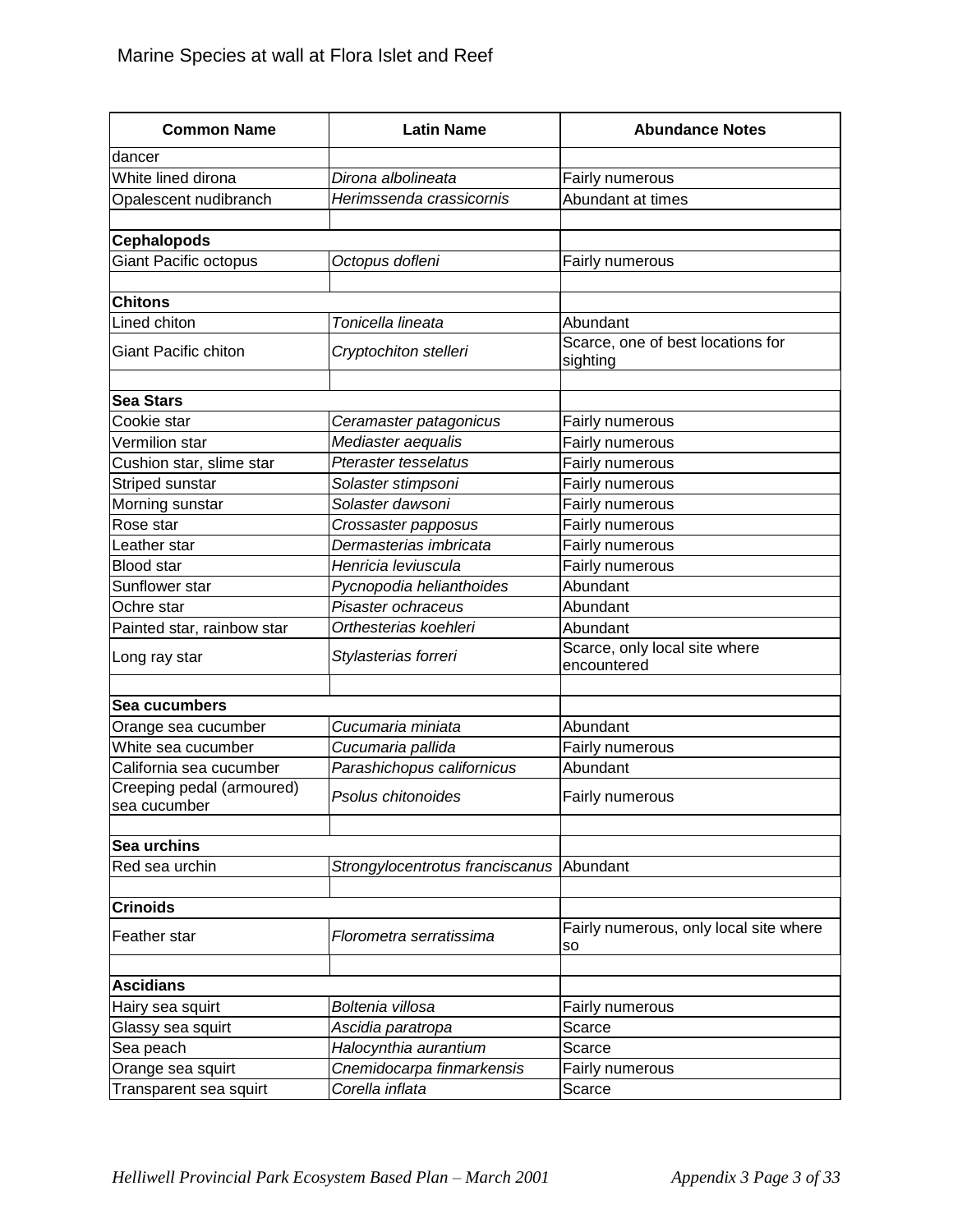Marine Species at wall at Flora Islet and Reef

| Common Name | Latin Name | Abundance Notes |
|---|---|---|
| dancer | | |
| White lined dirona | *Dirona albolineata* | Fairly numerous |
| Opalescent nudibranch | *Herimssenda crassicornis* | Abundant at times |
| | | |
| **Cephalopods** | | |
| Giant Pacific octopus | *Octopus dofleni* | Fairly numerous |
| | | |
| **Chitons** | | |
| Lined chiton | *Tonicella lineata* | Abundant |
| Giant Pacific chiton | *Cryptochiton stelleri* | Scarce, one of best locations for sighting |
| | | |
| **Sea Stars** | | |
| Cookie star | *Ceramaster patagonicus* | Fairly numerous |
| Vermilion star | *Mediaster aequalis* | Fairly numerous |
| Cushion star, slime star | *Pteraster tesselatus* | Fairly numerous |
| Striped sunstar | *Solaster stimpsoni* | Fairly numerous |
| Morning sunstar | *Solaster dawsoni* | Fairly numerous |
| Rose star | *Crossaster papposus* | Fairly numerous |
| Leather star | *Dermasterias imbricata* | Fairly numerous |
| Blood star | *Henricia leviuscula* | Fairly numerous |
| Sunflower star | *Pycnopodia helianthoides* | Abundant |
| Ochre star | *Pisaster ochraceus* | Abundant |
| Painted star, rainbow star | *Orthesterias koehleri* | Abundant |
| Long ray star | *Stylasterias forreri* | Scarce, only local site where encountered |
| | | |
| **Sea cucumbers** | | |
| Orange sea cucumber | *Cucumaria miniata* | Abundant |
| White sea cucumber | *Cucumaria pallida* | Fairly numerous |
| California sea cucumber | *Parashichopus californicus* | Abundant |
| Creeping pedal (armoured) sea cucumber | *Psolus chitonoides* | Fairly numerous |
| | | |
| **Sea urchins** | | |
| Red sea urchin | *Strongylocentrotus franciscanus* | Abundant |
| | | |
| **Crinoids** | | |
| Feather star | *Florometra serratissima* | Fairly numerous, only local site where so |
| | | |
| **Ascidians** | | |
| Hairy sea squirt | *Boltenia villosa* | Fairly numerous |
| Glassy sea squirt | *Ascidia paratropa* | Scarce |
| Sea peach | *Halocynthia aurantium* | Scarce |
| Orange sea squirt | *Cnemidocarpa finmarkensis* | Fairly numerous |
| Transparent sea squirt | *Corella inflata* | Scarce |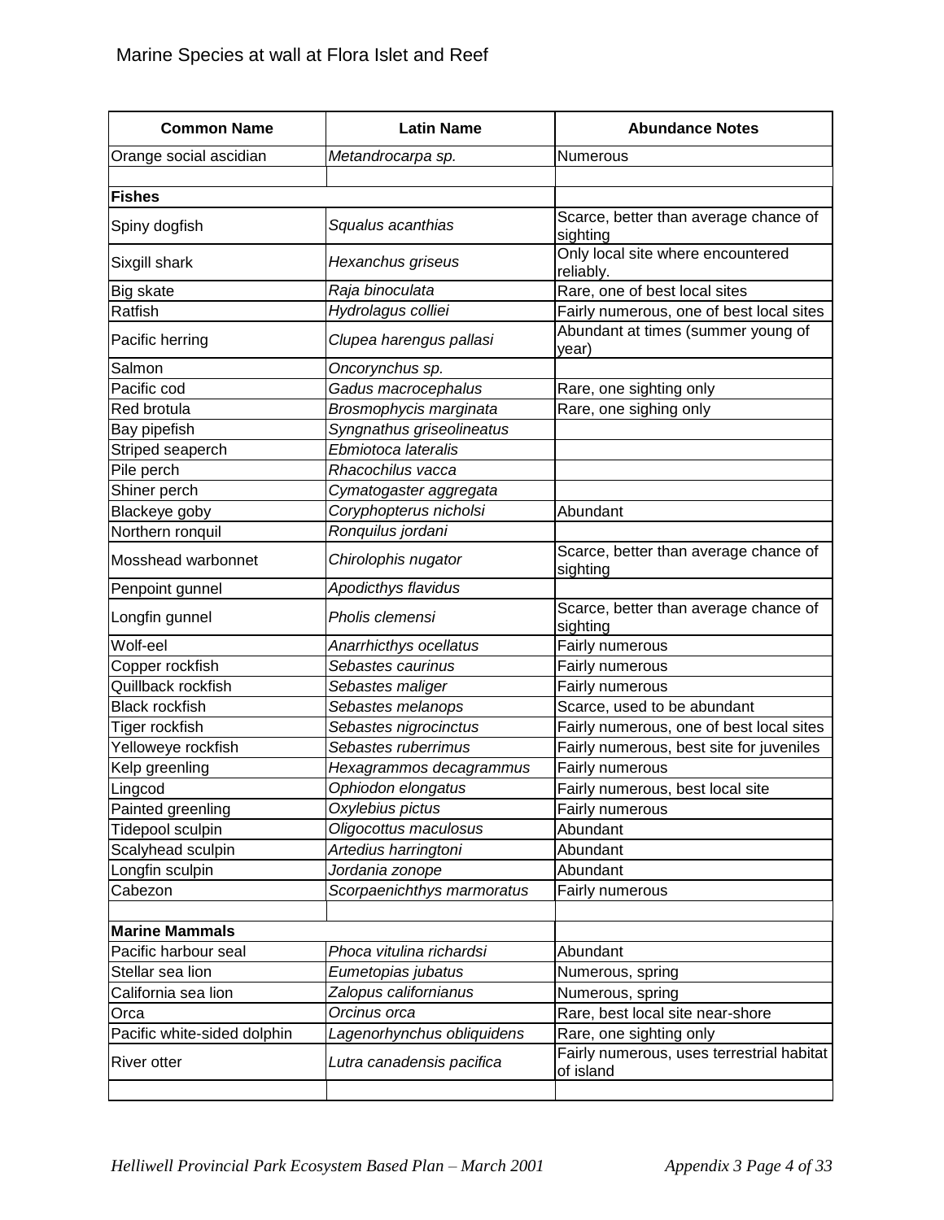Marine Species at wall at Flora Islet and Reef

| Common Name | Latin Name | Abundance Notes |
|---|---|---|
| Orange social ascidian | *Metandrocarpa sp.* | Numerous |
| | | |
| **Fishes** | | |
| Spiny dogfish | *Squalus acanthias* | Scarce, better than average chance of sighting |
| Sixgill shark | *Hexanchus griseus* | Only local site where encountered reliably. |
| Big skate | *Raja binoculata* | Rare, one of best local sites |
| Ratfish | *Hydrolagus colliei* | Fairly numerous, one of best local sites |
| Pacific herring | *Clupea harengus pallasi* | Abundant at times (summer young of year) |
| Salmon | *Oncorynchus sp.* | |
| Pacific cod | *Gadus macrocephalus* | Rare, one sighting only |
| Red brotula | *Brosmophycis marginata* | Rare, one sighing only |
| Bay pipefish | *Syngnathus griseolineatus* | |
| Striped seaperch | *Ebmiotoca lateralis* | |
| Pile perch | *Rhacochilus vacca* | |
| Shiner perch | *Cymatogaster aggregata* | |
| Blackeye goby | *Coryphopterus nicholsi* | Abundant |
| Northern ronquil | *Ronquilus jordani* | |
| Mosshead warbonnet | *Chirolophis nugator* | Scarce, better than average chance of sighting |
| Penpoint gunnel | *Apodicthys flavidus* | |
| Longfin gunnel | *Pholis clemensi* | Scarce, better than average chance of sighting |
| Wolf-eel | *Anarrhicthys ocellatus* | Fairly numerous |
| Copper rockfish | *Sebastes caurinus* | Fairly numerous |
| Quillback rockfish | *Sebastes maliger* | Fairly numerous |
| Black rockfish | *Sebastes melanops* | Scarce, used to be abundant |
| Tiger rockfish | *Sebastes nigrocinctus* | Fairly numerous, one of best local sites |
| Yelloweye rockfish | *Sebastes ruberrimus* | Fairly numerous, best site for juveniles |
| Kelp greenling | *Hexagrammos decagrammus* | Fairly numerous |
| Lingcod | *Ophiodon elongatus* | Fairly numerous, best local site |
| Painted greenling | *Oxylebius pictus* | Fairly numerous |
| Tidepool sculpin | *Oligocottus maculosus* | Abundant |
| Scalyhead sculpin | *Artedius harringtoni* | Abundant |
| Longfin sculpin | *Jordania zonope* | Abundant |
| Cabezon | *Scorpaenichthys marmoratus* | Fairly numerous |
| | | |
| **Marine Mammals** | | |
| Pacific harbour seal | *Phoca vitulina richardsi* | Abundant |
| Stellar sea lion | *Eumetopias jubatus* | Numerous, spring |
| California sea lion | *Zalopus californianus* | Numerous, spring |
| Orca | *Orcinus orca* | Rare, best local site near-shore |
| Pacific white-sided dolphin | *Lagenorhynchus obliquidens* | Rare, one sighting only |
| River otter | *Lutra canadensis pacifica* | Fairly numerous, uses terrestrial habitat of island |
| | | |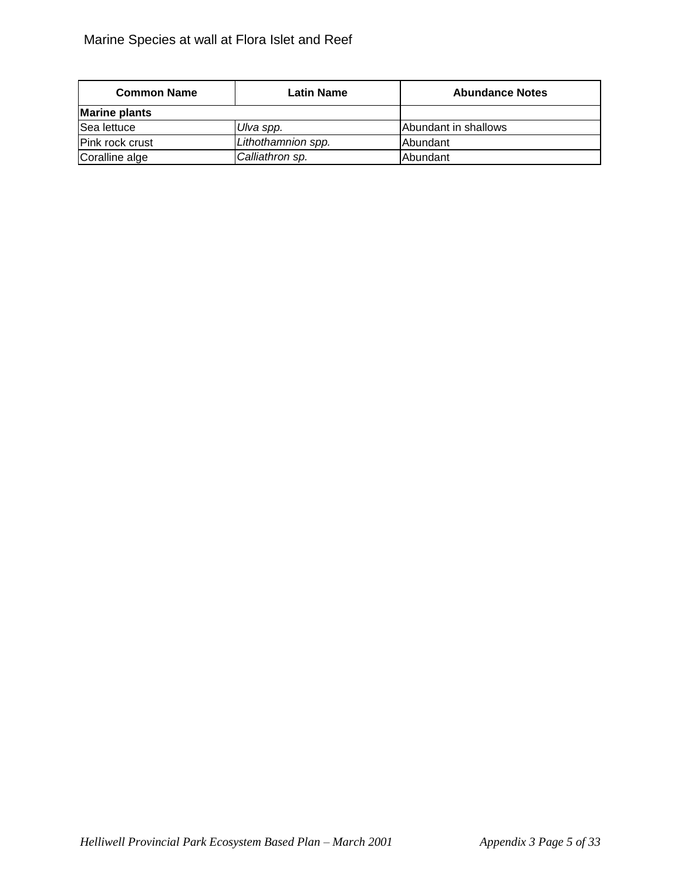Marine Species at wall at Flora Islet and Reef

| Common Name | Latin Name | Abundance Notes |
|---|---|---|
| **Marine plants** | | |
| Sea lettuce | *Ulva spp.* | Abundant in shallows |
| Pink rock crust | *Lithothamnion spp.* | Abundant |
| Coralline alge | *Calliathron sp.* | Abundant |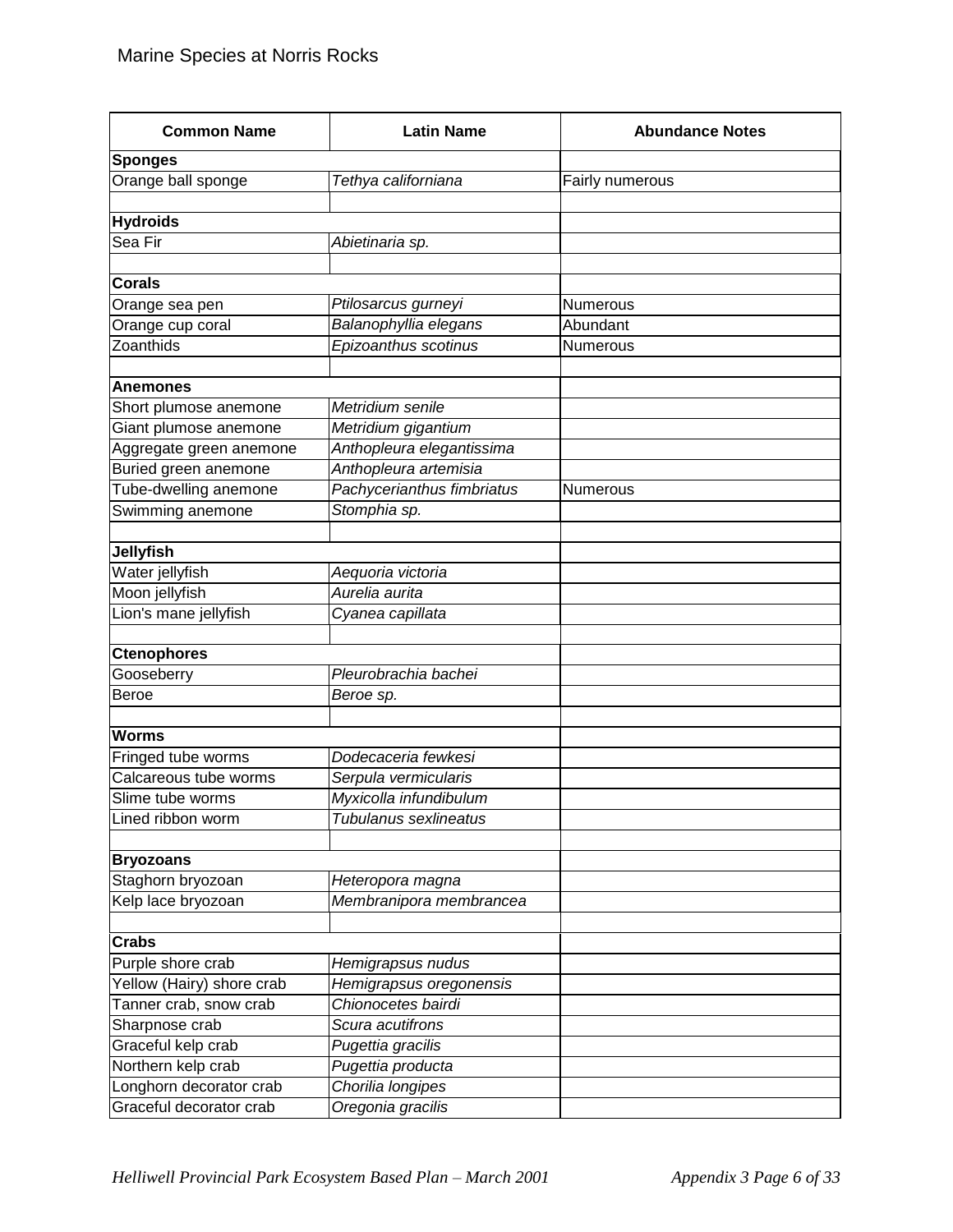Marine Species at Norris Rocks

| Common Name | Latin Name | Abundance Notes |
|---|---|---|
| **Sponges** | | |
| Orange ball sponge | *Tethya californiana* | Fairly numerous |
| | | |
| **Hydroids** | | |
| Sea Fir | *Abietinaria sp.* | |
| | | |
| **Corals** | | |
| Orange sea pen | *Ptilosarcus gurneyi* | Numerous |
| Orange cup coral | *Balanophyllia elegans* | Abundant |
| Zoanthids | *Epizoanthus scotinus* | Numerous |
| | | |
| **Anemones** | | |
| Short plumose anemone | *Metridium senile* | |
| Giant plumose anemone | *Metridium gigantium* | |
| Aggregate green anemone | *Anthopleura elegantissima* | |
| Buried green anemone | *Anthopleura artemisia* | |
| Tube-dwelling anemone | *Pachycerianthus fimbriatus* | Numerous |
| Swimming anemone | *Stomphia sp.* | |
| | | |
| **Jellyfish** | | |
| Water jellyfish | *Aequoria victoria* | |
| Moon jellyfish | *Aurelia aurita* | |
| Lion's mane jellyfish | *Cyanea capillata* | |
| | | |
| **Ctenophores** | | |
| Gooseberry | *Pleurobrachia bachei* | |
| Beroe | *Beroe sp.* | |
| | | |
| **Worms** | | |
| Fringed tube worms | *Dodecaceria fewkesi* | |
| Calcareous tube worms | *Serpula vermicularis* | |
| Slime tube worms | *Myxicolla infundibulum* | |
| Lined ribbon worm | *Tubulanus sexlineatus* | |
| | | |
| **Bryozoans** | | |
| Staghorn bryozoan | *Heteropora magna* | |
| Kelp lace bryozoan | *Membranipora membrancea* | |
| | | |
| **Crabs** | | |
| Purple shore crab | *Hemigrapsus nudus* | |
| Yellow (Hairy) shore crab | *Hemigrapsus oregonensis* | |
| Tanner crab, snow crab | *Chionocetes bairdi* | |
| Sharpnose crab | *Scura acutifrons* | |
| Graceful kelp crab | *Pugettia gracilis* | |
| Northern kelp crab | *Pugettia producta* | |
| Longhorn decorator crab | *Chorilia longipes* | |
| Graceful decorator crab | *Oregonia gracilis* | |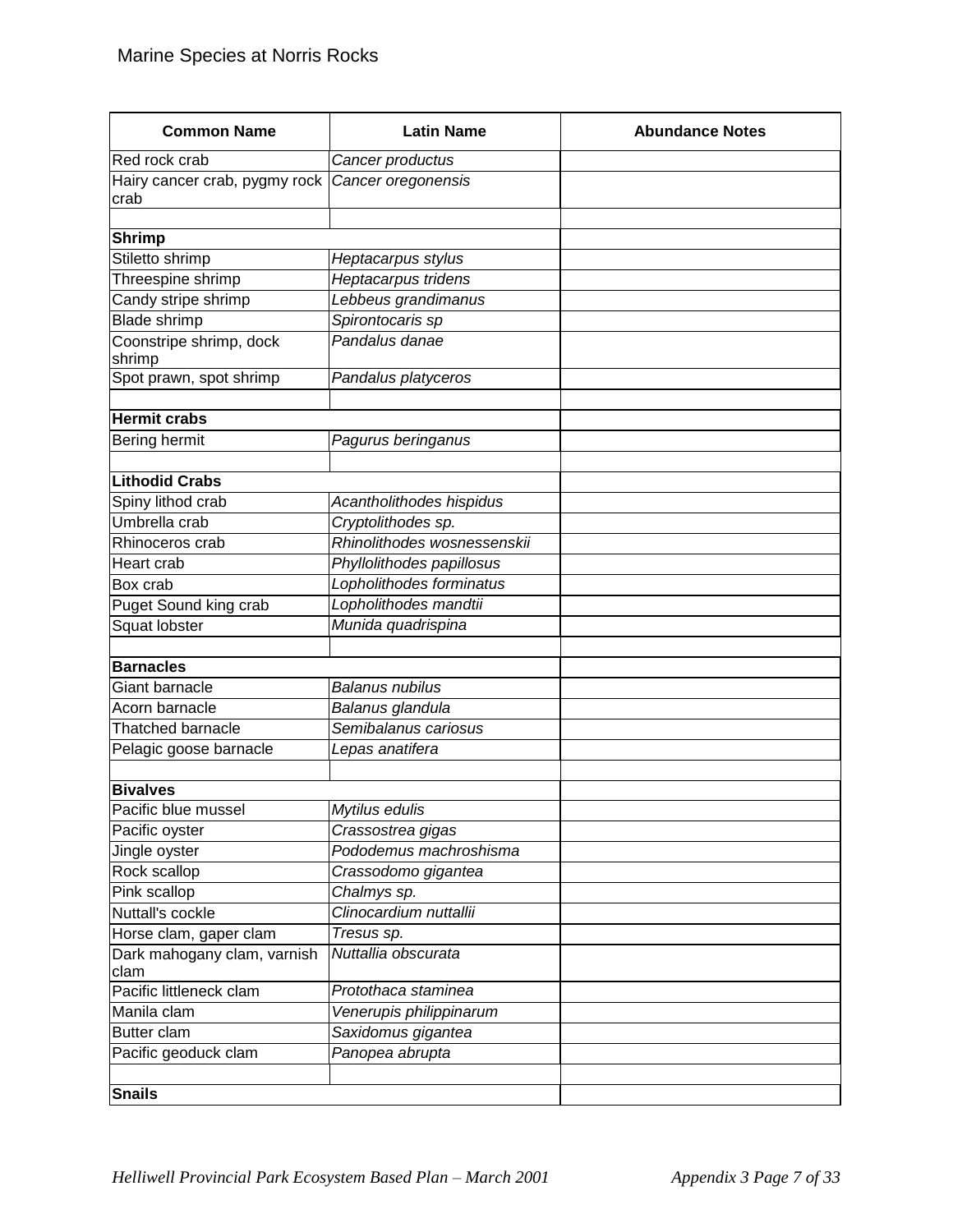Marine Species at Norris Rocks

| Common Name | Latin Name | Abundance Notes |
|---|---|---|
| Red rock crab | *Cancer productus* | |
| Hairy cancer crab, pygmy rock crab | *Cancer oregonensis* | |
| | | |
| **Shrimp** | | |
| Stiletto shrimp | *Heptacarpus stylus* | |
| Threespine shrimp | *Heptacarpus tridens* | |
| Candy stripe shrimp | *Lebbeus grandimanus* | |
| Blade shrimp | *Spirontocaris sp* | |
| Coonstripe shrimp, dock shrimp | *Pandalus danae* | |
| Spot prawn, spot shrimp | *Pandalus platyceros* | |
| | | |
| **Hermit crabs** | | |
| Bering hermit | *Pagurus beringanus* | |
| | | |
| **Lithodid Crabs** | | |
| Spiny lithod crab | *Acantholithodes hispidus* | |
| Umbrella crab | *Cryptolithodes sp.* | |
| Rhinoceros crab | *Rhinolithodes wosnessenskii* | |
| Heart crab | *Phyllolithodes papillosus* | |
| Box crab | *Lopholithodes forminatus* | |
| Puget Sound king crab | *Lopholithodes mandtii* | |
| Squat lobster | *Munida quadrispina* | |
| | | |
| **Barnacles** | | |
| Giant barnacle | *Balanus nubilus* | |
| Acorn barnacle | *Balanus glandula* | |
| Thatched barnacle | *Semibalanus cariosus* | |
| Pelagic goose barnacle | *Lepas anatifera* | |
| | | |
| **Bivalves** | | |
| Pacific blue mussel | *Mytilus edulis* | |
| Pacific oyster | *Crassostrea gigas* | |
| Jingle oyster | *Pododemus machroshisma* | |
| Rock scallop | *Crassodomo gigantea* | |
| Pink scallop | *Chalmys sp.* | |
| Nuttall's cockle | *Clinocardium nuttallii* | |
| Horse clam, gaper clam | *Tresus sp.* | |
| Dark mahogany clam, varnish clam | *Nuttallia obscurata* | |
| Pacific littleneck clam | *Protothaca staminea* | |
| Manila clam | *Venerupis philippinarum* | |
| Butter clam | *Saxidomus gigantea* | |
| Pacific geoduck clam | *Panopea abrupta* | |
| | | |
| **Snails** | | |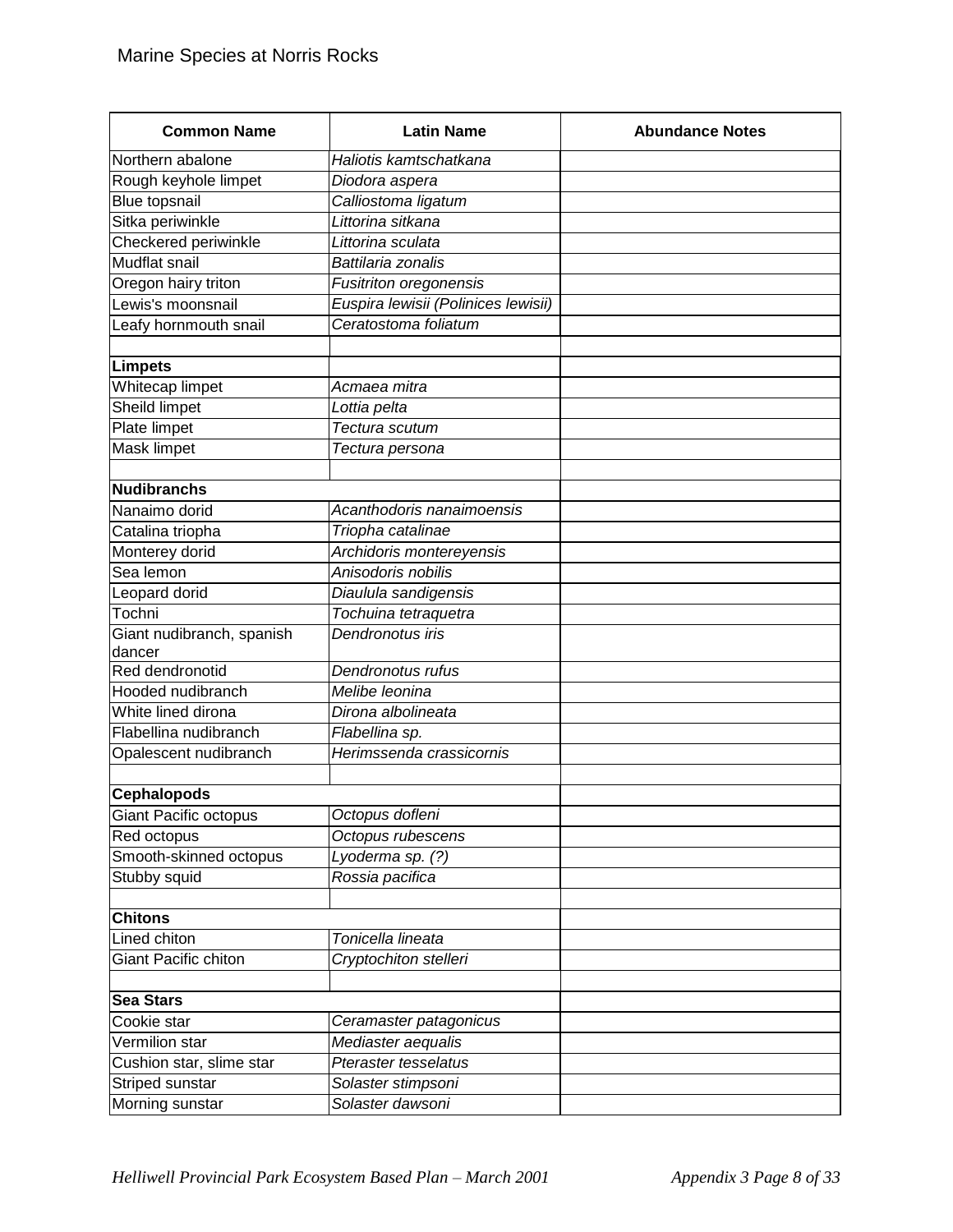Marine Species at Norris Rocks

| Common Name | Latin Name | Abundance Notes |
|---|---|---|
| Northern abalone | *Haliotis kamtschatkana* | |
| Rough keyhole limpet | *Diodora aspera* | |
| Blue topsnail | *Calliostoma ligatum* | |
| Sitka periwinkle | *Littorina sitkana* | |
| Checkered periwinkle | *Littorina sculata* | |
| Mudflat snail | *Battilaria zonalis* | |
| Oregon hairy triton | *Fusitriton oregonensis* | |
| Lewis's moonsnail | *Euspira lewisii (Polinices lewisii)* | |
| Leafy hornmouth snail | *Ceratostoma foliatum* | |
| | | |
| **Limpets** | | |
| Whitecap limpet | *Acmaea mitra* | |
| Sheild limpet | *Lottia pelta* | |
| Plate limpet | *Tectura scutum* | |
| Mask limpet | *Tectura persona* | |
| | | |
| **Nudibranchs** | | |
| Nanaimo dorid | *Acanthodoris nanaimoensis* | |
| Catalina triopha | *Triopha catalinae* | |
| Monterey dorid | *Archidoris montereyensis* | |
| Sea lemon | *Anisodoris nobilis* | |
| Leopard dorid | *Diaulula sandigensis* | |
| Tochni | *Tochuina tetraquetra* | |
| Giant nudibranch, spanish dancer | *Dendronotus iris* | |
| Red dendronotid | *Dendronotus rufus* | |
| Hooded nudibranch | *Melibe leonina* | |
| White lined dirona | *Dirona albolineata* | |
| Flabellina nudibranch | *Flabellina sp.* | |
| Opalescent nudibranch | *Herimssenda crassicornis* | |
| | | |
| **Cephalopods** | | |
| Giant Pacific octopus | *Octopus dofleni* | |
| Red octopus | *Octopus rubescens* | |
| Smooth-skinned octopus | *Lyoderma sp. (?)* | |
| Stubby squid | *Rossia pacifica* | |
| | | |
| **Chitons** | | |
| Lined chiton | *Tonicella lineata* | |
| Giant Pacific chiton | *Cryptochiton stelleri* | |
| | | |
| **Sea Stars** | | |
| Cookie star | *Ceramaster patagonicus* | |
| Vermilion star | *Mediaster aequalis* | |
| Cushion star, slime star | *Pteraster tesselatus* | |
| Striped sunstar | *Solaster stimpsoni* | |
| Morning sunstar | *Solaster dawsoni* | |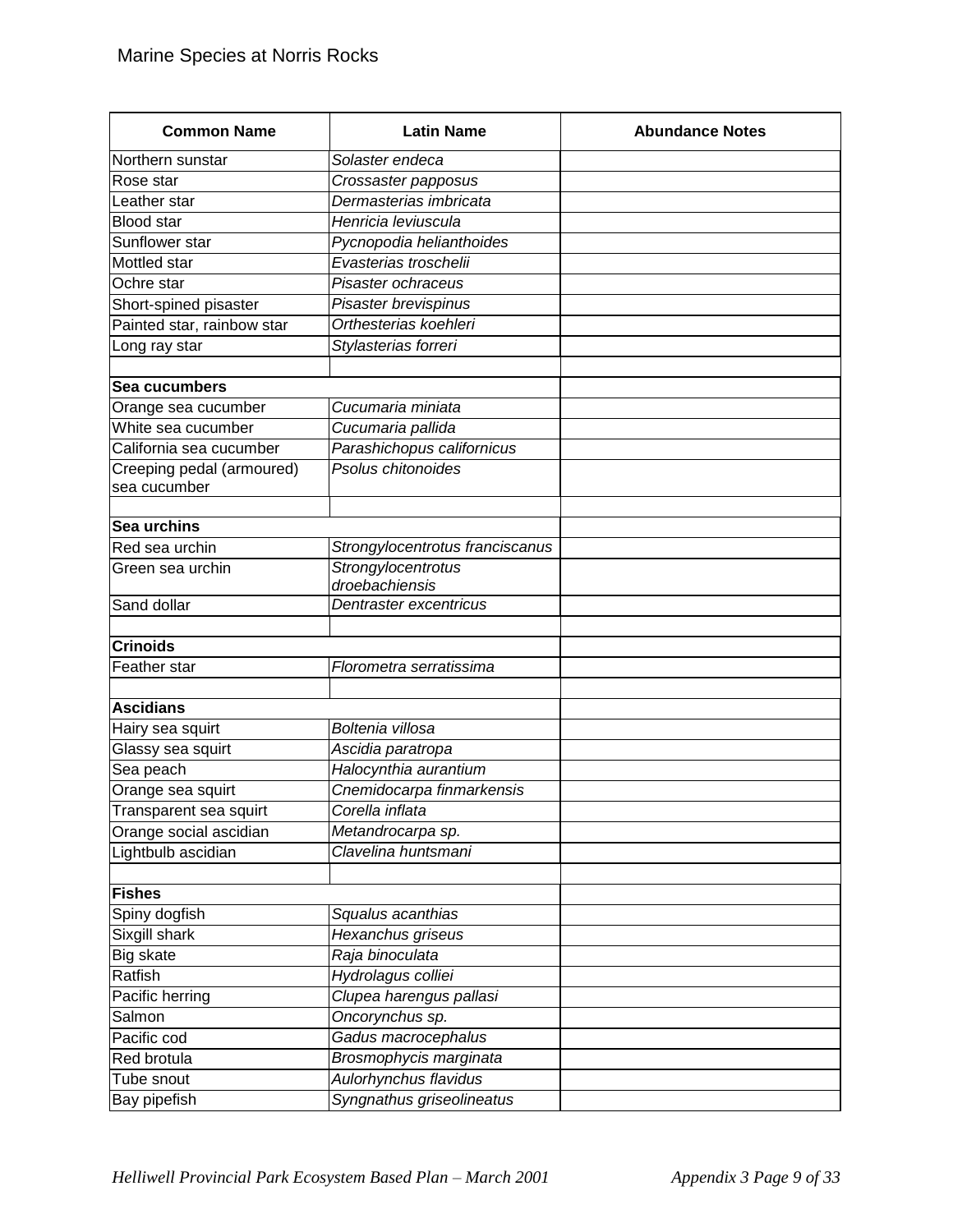Marine Species at Norris Rocks

| Common Name | Latin Name | Abundance Notes |
| --- | --- | --- |
| Northern sunstar | *Solaster endeca* | |
| Rose star | *Crossaster papposus* | |
| Leather star | *Dermasterias imbricata* | |
| Blood star | *Henricia leviuscula* | |
| Sunflower star | *Pycnopodia helianthoides* | |
| Mottled star | *Evasterias troschelii* | |
| Ochre star | *Pisaster ochraceus* | |
| Short-spined pisaster | *Pisaster brevispinus* | |
| Painted star, rainbow star | *Orthesterias koehleri* | |
| Long ray star | *Stylasterias forreri* | |
| | | |
| **Sea cucumbers** | | |
| Orange sea cucumber | *Cucumaria miniata* | |
| White sea cucumber | *Cucumaria pallida* | |
| California sea cucumber | *Parashichopus californicus* | |
| Creeping pedal (armoured) sea cucumber | *Psolus chitonoides* | |
| | | |
| **Sea urchins** | | |
| Red sea urchin | *Strongylocentrotus franciscanus* | |
| Green sea urchin | *Strongylocentrotus droebachiensis* | |
| Sand dollar | *Dentraster excentricus* | |
| | | |
| **Crinoids** | | |
| Feather star | *Florometra serratissima* | |
| | | |
| **Ascidians** | | |
| Hairy sea squirt | *Boltenia villosa* | |
| Glassy sea squirt | *Ascidia paratropa* | |
| Sea peach | *Halocynthia aurantium* | |
| Orange sea squirt | *Cnemidocarpa finmarkensis* | |
| Transparent sea squirt | *Corella inflata* | |
| Orange social ascidian | *Metandrocarpa sp.* | |
| Lightbulb ascidian | *Clavelina huntsmani* | |
| | | |
| **Fishes** | | |
| Spiny dogfish | *Squalus acanthias* | |
| Sixgill shark | *Hexanchus griseus* | |
| Big skate | *Raja binoculata* | |
| Ratfish | *Hydrolagus colliei* | |
| Pacific herring | *Clupea harengus pallasi* | |
| Salmon | *Oncorynchus sp.* | |
| Pacific cod | *Gadus macrocephalus* | |
| Red brotula | *Brosmophycis marginata* | |
| Tube snout | *Aulorhynchus flavidus* | |
| Bay pipefish | *Syngnathus griseolineatus* | |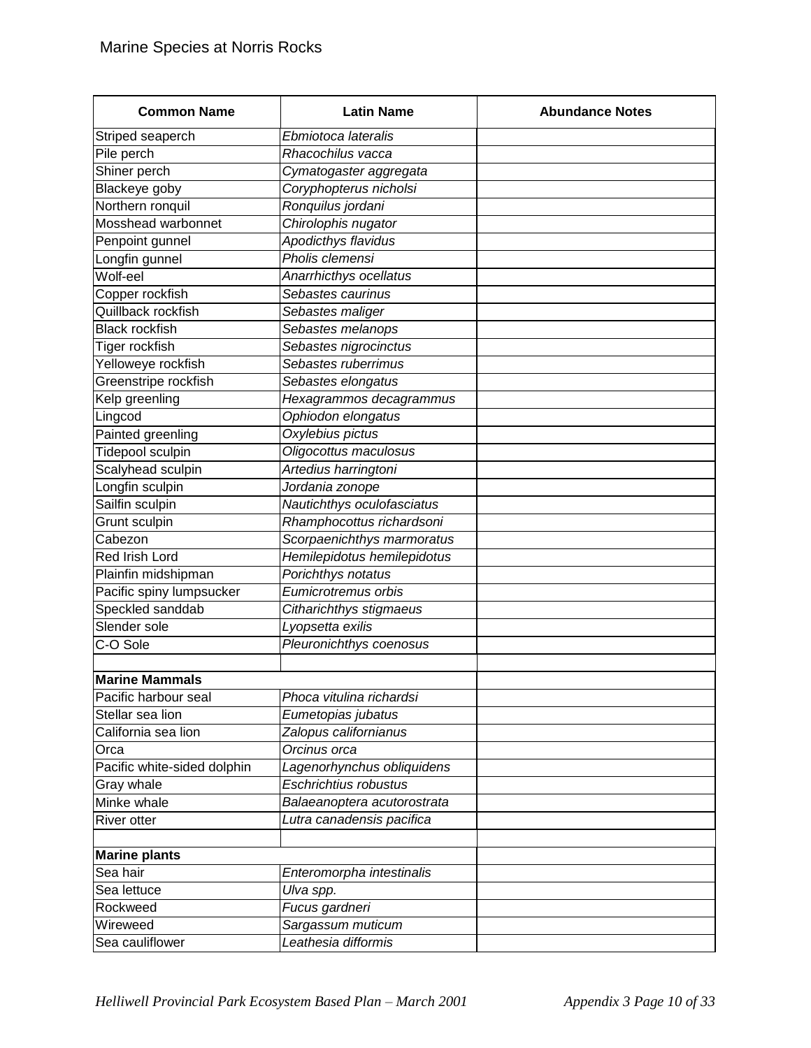Marine Species at Norris Rocks

| Common Name | Latin Name | Abundance Notes |
|---|---|---|
| Striped seaperch | *Ebmiotoca lateralis* | |
| Pile perch | *Rhacochilus vacca* | |
| Shiner perch | *Cymatogaster aggregata* | |
| Blackeye goby | *Coryphopterus nicholsi* | |
| Northern ronquil | *Ronquilus jordani* | |
| Mosshead warbonnet | *Chirolophis nugator* | |
| Penpoint gunnel | *Apodicthys flavidus* | |
| Longfin gunnel | *Pholis clemensi* | |
| Wolf-eel | *Anarrhicthys ocellatus* | |
| Copper rockfish | *Sebastes caurinus* | |
| Quillback rockfish | *Sebastes maliger* | |
| Black rockfish | *Sebastes melanops* | |
| Tiger rockfish | *Sebastes nigrocinctus* | |
| Yelloweye rockfish | *Sebastes ruberrimus* | |
| Greenstripe rockfish | *Sebastes elongatus* | |
| Kelp greenling | *Hexagrammos decagrammus* | |
| Lingcod | *Ophiodon elongatus* | |
| Painted greenling | *Oxylebius pictus* | |
| Tidepool sculpin | *Oligocottus maculosus* | |
| Scalyhead sculpin | *Artedius harringtoni* | |
| Longfin sculpin | *Jordania zonope* | |
| Sailfin sculpin | *Nautichthys oculofasciatus* | |
| Grunt sculpin | *Rhamphocottus richardsoni* | |
| Cabezon | *Scorpaenichthys marmoratus* | |
| Red Irish Lord | *Hemilepidotus hemilepidotus* | |
| Plainfin midshipman | *Porichthys notatus* | |
| Pacific spiny lumpsucker | *Eumicrotremus orbis* | |
| Speckled sanddab | *Citharichthys stigmaeus* | |
| Slender sole | *Lyopsetta exilis* | |
| C-O Sole | *Pleuronichthys coenosus* | |
| | | |
| **Marine Mammals** | | |
| Pacific harbour seal | *Phoca vitulina richardsi* | |
| Stellar sea lion | *Eumetopias jubatus* | |
| California sea lion | *Zalopus californianus* | |
| Orca | *Orcinus orca* | |
| Pacific white-sided dolphin | *Lagenorhynchus obliquidens* | |
| Gray whale | *Eschrichtius robustus* | |
| Minke whale | *Balaeanoptera acutorostrata* | |
| River otter | *Lutra canadensis pacifica* | |
| | | |
| **Marine plants** | | |
| Sea hair | *Enteromorpha intestinalis* | |
| Sea lettuce | *Ulva spp.* | |
| Rockweed | *Fucus gardneri* | |
| Wireweed | *Sargassum muticum* | |
| Sea cauliflower | *Leathesia difformis* | |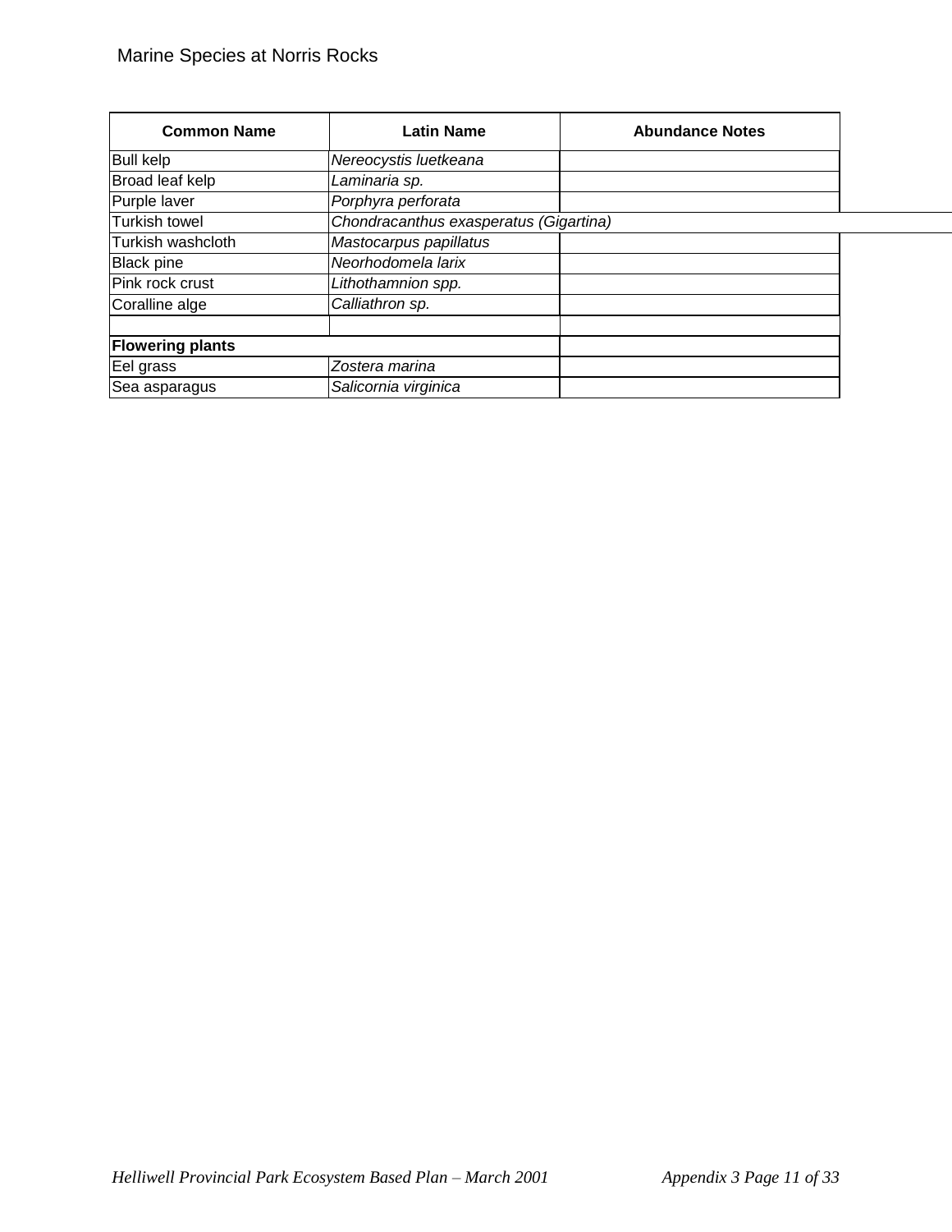Marine Species at Norris Rocks

| Common Name | Latin Name | Abundance Notes |
|---|---|---|
| Bull kelp | *Nereocystis luetkeana* | |
| Broad leaf kelp | *Laminaria sp.* | |
| Purple laver | *Porphyra perforata* | |
| Turkish towel | *Chondracanthus exasperatus (Gigartina)* | |
| Turkish washcloth | *Mastocarpus papillatus* | |
| Black pine | *Neorhodomela larix* | |
| Pink rock crust | *Lithothamnion spp.* | |
| Coralline alge | *Calliathron sp.* | |
| | | |
| **Flowering plants** | | |
| Eel grass | *Zostera marina* | |
| Sea asparagus | *Salicornia virginica* | |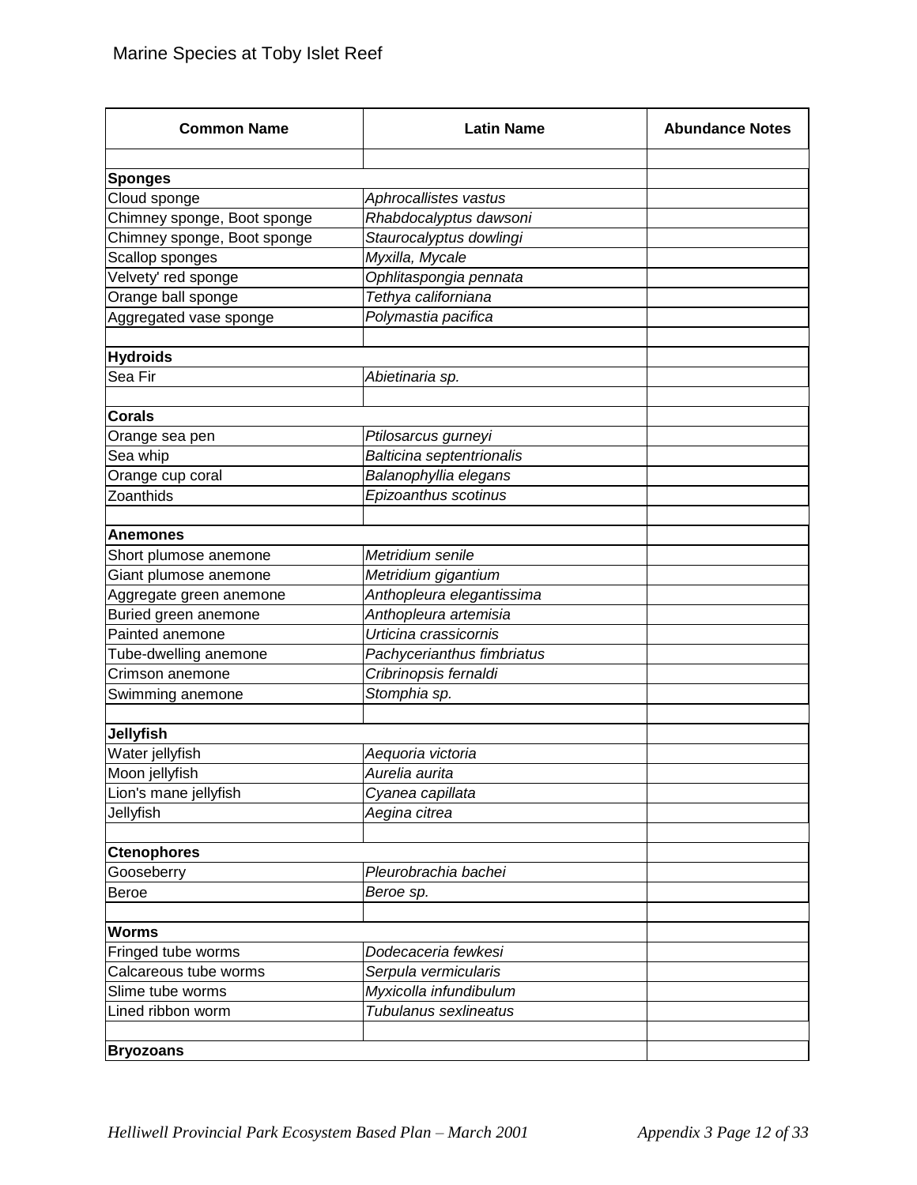Marine Species at Toby Islet Reef

| Common Name | Latin Name | Abundance Notes |
|---|---|---|
| | | |
| **Sponges** | | |
| Cloud sponge | *Aphrocallistes vastus* | |
| Chimney sponge, Boot sponge | *Rhabdocalyptus dawsoni* | |
| Chimney sponge, Boot sponge | *Staurocalyptus dowlingi* | |
| Scallop sponges | *Myxilla, Mycale* | |
| Velvety' red sponge | *Ophlitaspongia pennata* | |
| Orange ball sponge | *Tethya californiana* | |
| Aggregated vase sponge | *Polymastia pacifica* | |
| | | |
| **Hydroids** | | |
| Sea Fir | *Abietinaria sp.* | |
| | | |
| **Corals** | | |
| Orange sea pen | *Ptilosarcus gurneyi* | |
| Sea whip | *Balticina septentrionalis* | |
| Orange cup coral | *Balanophyllia elegans* | |
| Zoanthids | *Epizoanthus scotinus* | |
| | | |
| **Anemones** | | |
| Short plumose anemone | *Metridium senile* | |
| Giant plumose anemone | *Metridium gigantium* | |
| Aggregate green anemone | *Anthopleura elegantissima* | |
| Buried green anemone | *Anthopleura artemisia* | |
| Painted anemone | *Urticina crassicornis* | |
| Tube-dwelling anemone | *Pachycerianthus fimbriatus* | |
| Crimson anemone | *Cribrinopsis fernaldi* | |
| Swimming anemone | *Stomphia sp.* | |
| | | |
| **Jellyfish** | | |
| Water jellyfish | *Aequoria victoria* | |
| Moon jellyfish | *Aurelia aurita* | |
| Lion's mane jellyfish | *Cyanea capillata* | |
| Jellyfish | *Aegina citrea* | |
| | | |
| **Ctenophores** | | |
| Gooseberry | *Pleurobrachia bachei* | |
| Beroe | *Beroe sp.* | |
| | | |
| **Worms** | | |
| Fringed tube worms | *Dodecaceria fewkesi* | |
| Calcareous tube worms | *Serpula vermicularis* | |
| Slime tube worms | *Myxicolla infundibulum* | |
| Lined ribbon worm | *Tubulanus sexlineatus* | |
| | | |
| **Bryozoans** | | |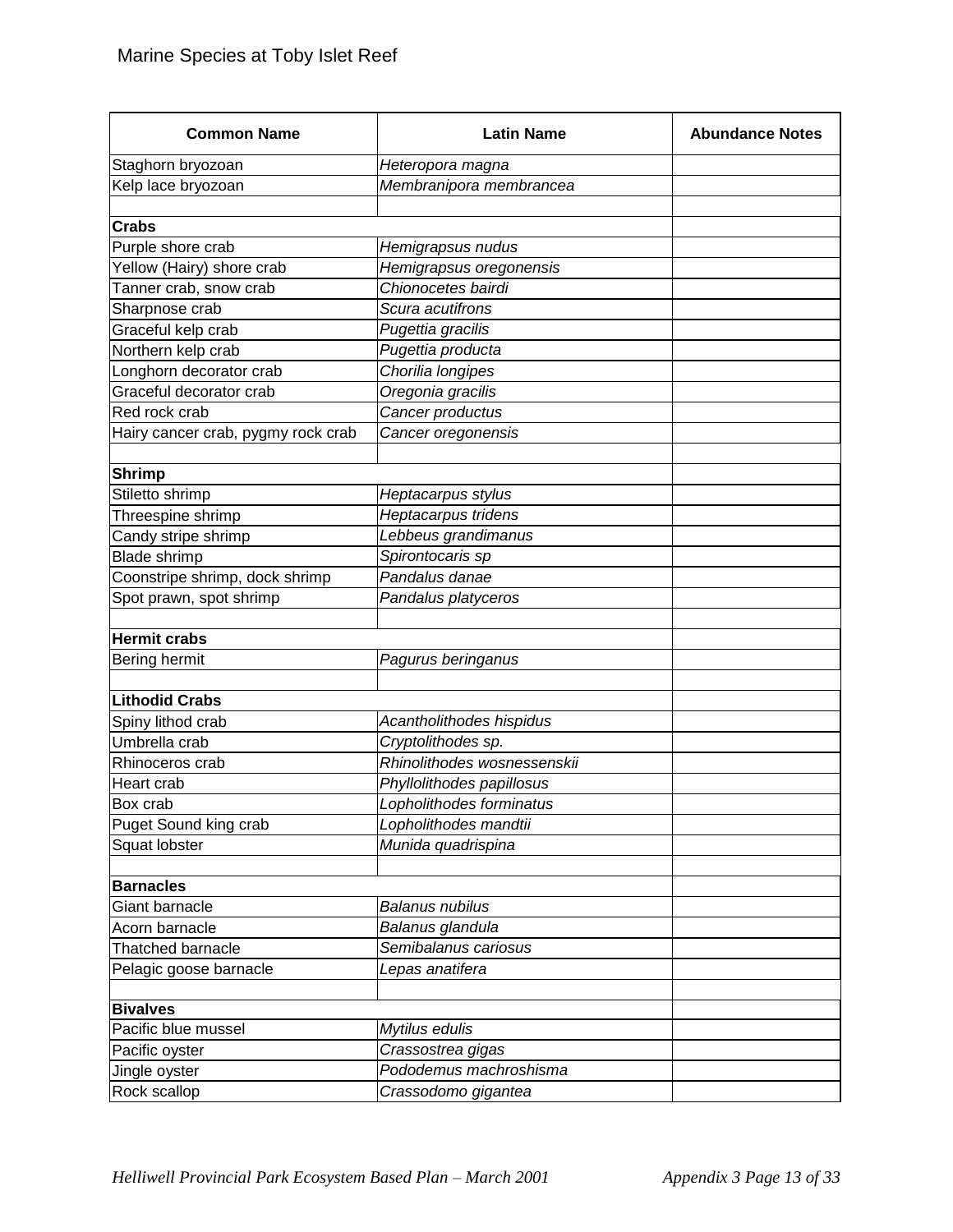Marine Species at Toby Islet Reef

| Common Name | Latin Name | Abundance Notes |
|---|---|---|
| Staghorn bryozoan | *Heteropora magna* | |
| Kelp lace bryozoan | *Membranipora membrancea* | |
| | | |
| **Crabs** | | |
| Purple shore crab | *Hemigrapsus nudus* | |
| Yellow (Hairy) shore crab | *Hemigrapsus oregonensis* | |
| Tanner crab, snow crab | *Chionocetes bairdi* | |
| Sharpnose crab | *Scura acutifrons* | |
| Graceful kelp crab | *Pugettia gracilis* | |
| Northern kelp crab | *Pugettia producta* | |
| Longhorn decorator crab | *Chorilia longipes* | |
| Graceful decorator crab | *Oregonia gracilis* | |
| Red rock crab | *Cancer productus* | |
| Hairy cancer crab, pygmy rock crab | *Cancer oregonensis* | |
| | | |
| **Shrimp** | | |
| Stiletto shrimp | *Heptacarpus stylus* | |
| Threespine shrimp | *Heptacarpus tridens* | |
| Candy stripe shrimp | *Lebbeus grandimanus* | |
| Blade shrimp | *Spirontocaris sp* | |
| Coonstripe shrimp, dock shrimp | *Pandalus danae* | |
| Spot prawn, spot shrimp | *Pandalus platyceros* | |
| | | |
| **Hermit crabs** | | |
| Bering hermit | *Pagurus beringanus* | |
| | | |
| **Lithodid Crabs** | | |
| Spiny lithod crab | *Acantholithodes hispidus* | |
| Umbrella crab | *Cryptolithodes sp.* | |
| Rhinoceros crab | *Rhinolithodes wosnessenskii* | |
| Heart crab | *Phyllolithodes papillosus* | |
| Box crab | *Lopholithodes forminatus* | |
| Puget Sound king crab | *Lopholithodes mandtii* | |
| Squat lobster | *Munida quadrispina* | |
| | | |
| **Barnacles** | | |
| Giant barnacle | *Balanus nubilus* | |
| Acorn barnacle | *Balanus glandula* | |
| Thatched barnacle | *Semibalanus cariosus* | |
| Pelagic goose barnacle | *Lepas anatifera* | |
| | | |
| **Bivalves** | | |
| Pacific blue mussel | *Mytilus edulis* | |
| Pacific oyster | *Crassostrea gigas* | |
| Jingle oyster | *Pododemus machroshisma* | |
| Rock scallop | *Crassodomo gigantea* | |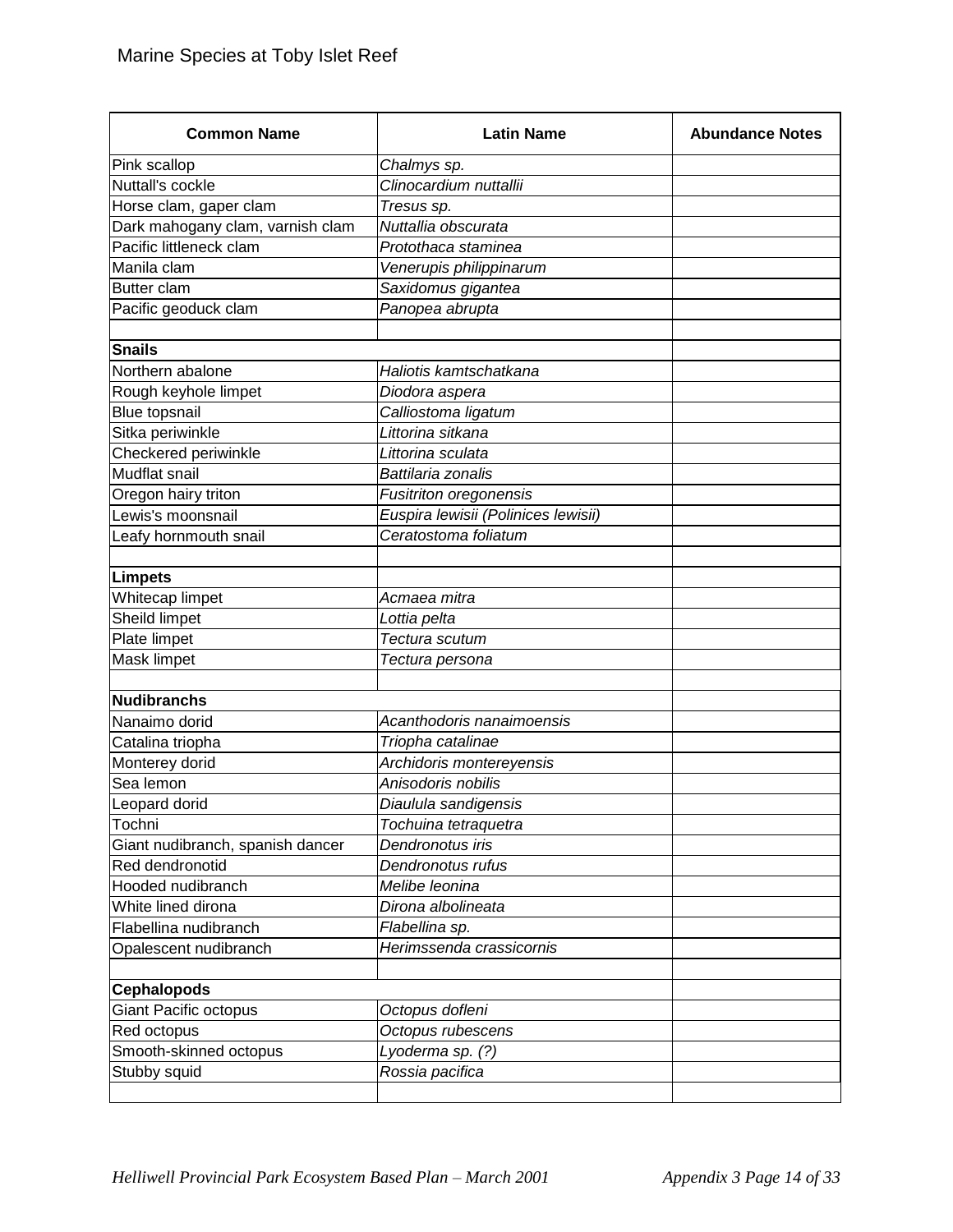Marine Species at Toby Islet Reef

| Common Name | Latin Name | Abundance Notes |
|---|---|---|
| Pink scallop | *Chalmys sp.* | |
| Nuttall's cockle | *Clinocardium nuttallii* | |
| Horse clam, gaper clam | *Tresus sp.* | |
| Dark mahogany clam, varnish clam | *Nuttallia obscurata* | |
| Pacific littleneck clam | *Protothaca staminea* | |
| Manila clam | *Venerupis philippinarum* | |
| Butter clam | *Saxidomus gigantea* | |
| Pacific geoduck clam | *Panopea abrupta* | |
| | | |
| **Snails** | | |
| Northern abalone | *Haliotis kamtschatkana* | |
| Rough keyhole limpet | *Diodora aspera* | |
| Blue topsnail | *Calliostoma ligatum* | |
| Sitka periwinkle | *Littorina sitkana* | |
| Checkered periwinkle | *Littorina sculata* | |
| Mudflat snail | *Battilaria zonalis* | |
| Oregon hairy triton | *Fusitriton oregonensis* | |
| Lewis's moonsnail | *Euspira lewisii (Polinices lewisii)* | |
| Leafy hornmouth snail | *Ceratostoma foliatum* | |
| | | |
| **Limpets** | | |
| Whitecap limpet | *Acmaea mitra* | |
| Sheild limpet | *Lottia pelta* | |
| Plate limpet | *Tectura scutum* | |
| Mask limpet | *Tectura persona* | |
| | | |
| **Nudibranchs** | | |
| Nanaimo dorid | *Acanthodoris nanaimoensis* | |
| Catalina triopha | *Triopha catalinae* | |
| Monterey dorid | *Archidoris montereyensis* | |
| Sea lemon | *Anisodoris nobilis* | |
| Leopard dorid | *Diaulula sandigensis* | |
| Tochni | *Tochuina tetraquetra* | |
| Giant nudibranch, spanish dancer | *Dendronotus iris* | |
| Red dendronotid | *Dendronotus rufus* | |
| Hooded nudibranch | *Melibe leonina* | |
| White lined dirona | *Dirona albolineata* | |
| Flabellina nudibranch | *Flabellina sp.* | |
| Opalescent nudibranch | *Herimssenda crassicornis* | |
| | | |
| **Cephalopods** | | |
| Giant Pacific octopus | *Octopus dofleni* | |
| Red octopus | *Octopus rubescens* | |
| Smooth-skinned octopus | *Lyoderma sp. (?)* | |
| Stubby squid | *Rossia pacifica* | |
| | | |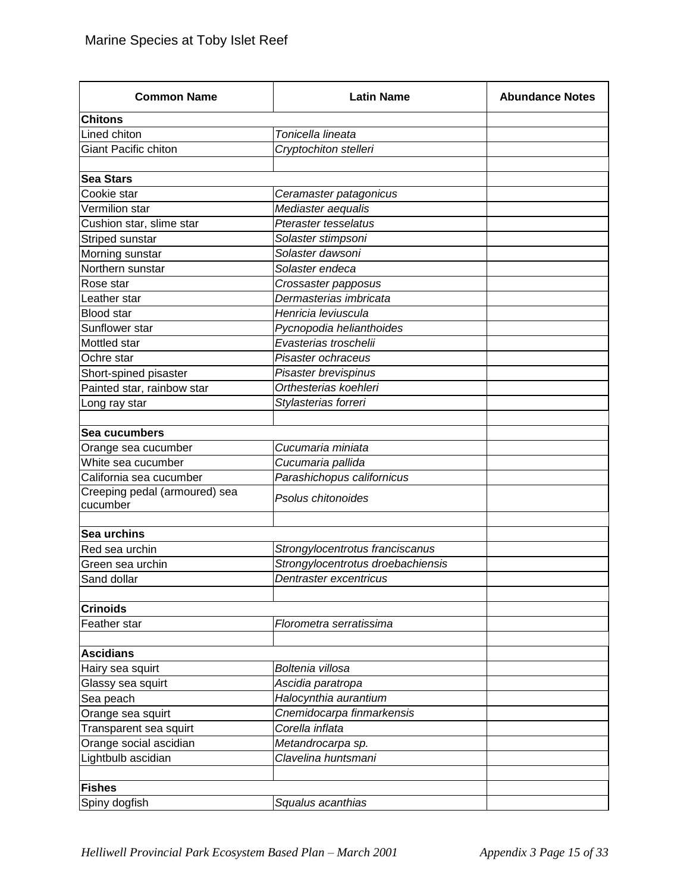Marine Species at Toby Islet Reef

| Common Name | Latin Name | Abundance Notes |
|---|---|---|
| **Chitons** | | |
| Lined chiton | *Tonicella lineata* | |
| Giant Pacific chiton | *Cryptochiton stelleri* | |
| | | |
| **Sea Stars** | | |
| Cookie star | *Ceramaster patagonicus* | |
| Vermilion star | *Mediaster aequalis* | |
| Cushion star, slime star | *Pteraster tesselatus* | |
| Striped sunstar | *Solaster stimpsoni* | |
| Morning sunstar | *Solaster dawsoni* | |
| Northern sunstar | *Solaster endeca* | |
| Rose star | *Crossaster papposus* | |
| Leather star | *Dermasterias imbricata* | |
| Blood star | *Henricia leviuscula* | |
| Sunflower star | *Pycnopodia helianthoides* | |
| Mottled star | *Evasterias troschelii* | |
| Ochre star | *Pisaster ochraceus* | |
| Short-spined pisaster | *Pisaster brevispinus* | |
| Painted star, rainbow star | *Orthesterias koehleri* | |
| Long ray star | *Stylasterias forreri* | |
| | | |
| **Sea cucumbers** | | |
| Orange sea cucumber | *Cucumaria miniata* | |
| White sea cucumber | *Cucumaria pallida* | |
| California sea cucumber | *Parashichopus californicus* | |
| Creeping pedal (armoured) sea cucumber | *Psolus chitonoides* | |
| | | |
| **Sea urchins** | | |
| Red sea urchin | *Strongylocentrotus franciscanus* | |
| Green sea urchin | *Strongylocentrotus droebachiensis* | |
| Sand dollar | *Dentraster excentricus* | |
| | | |
| **Crinoids** | | |
| Feather star | *Florometra serratissima* | |
| | | |
| **Ascidians** | | |
| Hairy sea squirt | *Boltenia villosa* | |
| Glassy sea squirt | *Ascidia paratropa* | |
| Sea peach | *Halocynthia aurantium* | |
| Orange sea squirt | *Cnemidocarpa finmarkensis* | |
| Transparent sea squirt | *Corella inflata* | |
| Orange social ascidian | *Metandrocarpa sp.* | |
| Lightbulb ascidian | *Clavelina huntsmani* | |
| | | |
| **Fishes** | | |
| Spiny dogfish | *Squalus acanthias* | |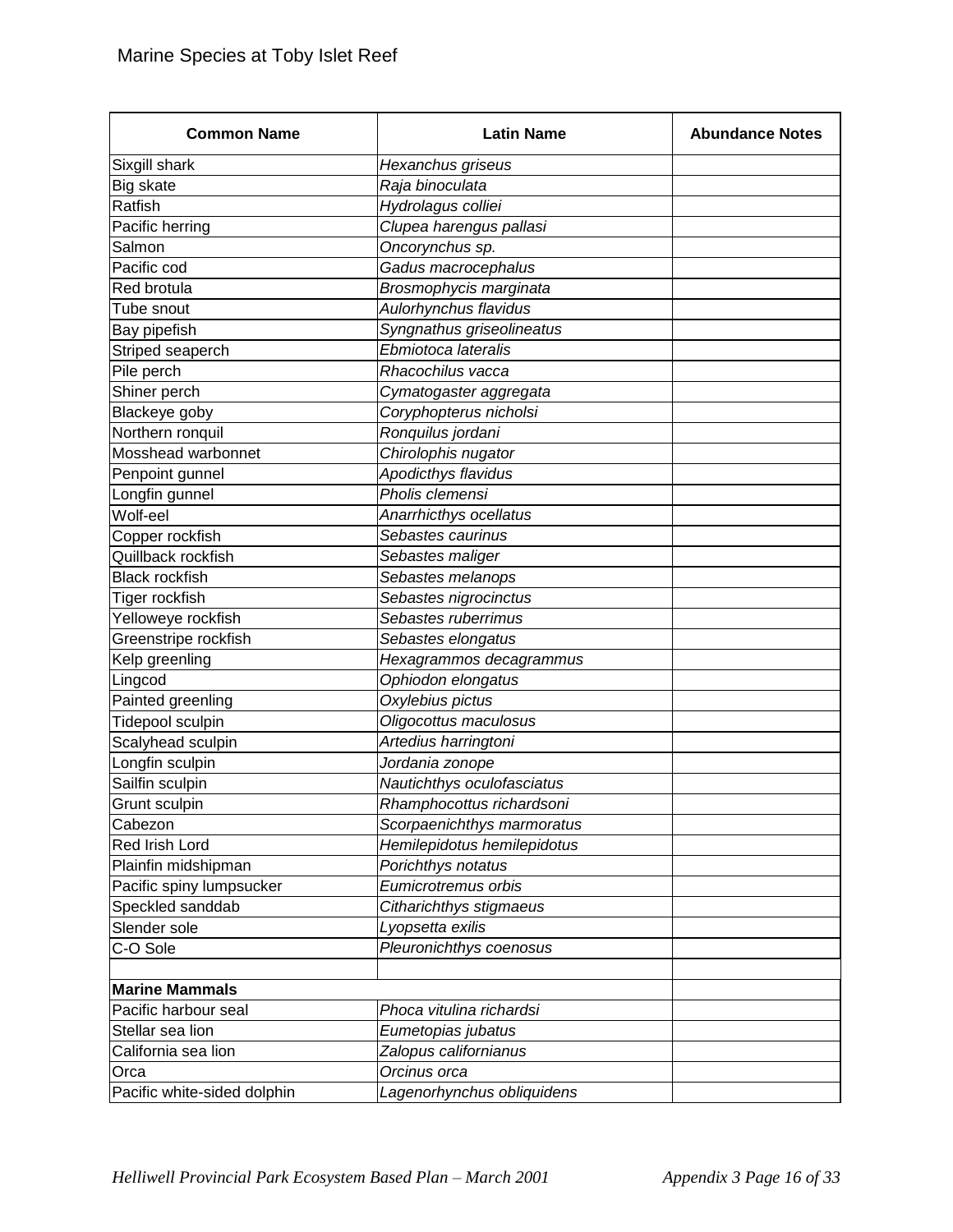# Marine Species at Toby Islet Reef

| Common Name | Latin Name | Abundance Notes |
|---|---|---|
| Sixgill shark | *Hexanchus griseus* | |
| Big skate | *Raja binoculata* | |
| Ratfish | *Hydrolagus colliei* | |
| Pacific herring | *Clupea harengus pallasi* | |
| Salmon | *Oncorynchus sp.* | |
| Pacific cod | *Gadus macrocephalus* | |
| Red brotula | *Brosmophycis marginata* | |
| Tube snout | *Aulorhynchus flavidus* | |
| Bay pipefish | *Syngnathus griseolineatus* | |
| Striped seaperch | *Ebmiotoca lateralis* | |
| Pile perch | *Rhacochilus vacca* | |
| Shiner perch | *Cymatogaster aggregata* | |
| Blackeye goby | *Coryphopterus nicholsi* | |
| Northern ronquil | *Ronquilus jordani* | |
| Mosshead warbonnet | *Chirolophis nugator* | |
| Penpoint gunnel | *Apodicthys flavidus* | |
| Longfin gunnel | *Pholis clemensi* | |
| Wolf-eel | *Anarrhicthys ocellatus* | |
| Copper rockfish | *Sebastes caurinus* | |
| Quillback rockfish | *Sebastes maliger* | |
| Black rockfish | *Sebastes melanops* | |
| Tiger rockfish | *Sebastes nigrocinctus* | |
| Yelloweye rockfish | *Sebastes ruberrimus* | |
| Greenstripe rockfish | *Sebastes elongatus* | |
| Kelp greenling | *Hexagrammos decagrammus* | |
| Lingcod | *Ophiodon elongatus* | |
| Painted greenling | *Oxylebius pictus* | |
| Tidepool sculpin | *Oligocottus maculosus* | |
| Scalyhead sculpin | *Artedius harringtoni* | |
| Longfin sculpin | *Jordania zonope* | |
| Sailfin sculpin | *Nautichthys oculofasciatus* | |
| Grunt sculpin | *Rhamphocottus richardsoni* | |
| Cabezon | *Scorpaenichthys marmoratus* | |
| Red Irish Lord | *Hemilepidotus hemilepidotus* | |
| Plainfin midshipman | *Porichthys notatus* | |
| Pacific spiny lumpsucker | *Eumicrotremus orbis* | |
| Speckled sanddab | *Citharichthys stigmaeus* | |
| Slender sole | *Lyopsetta exilis* | |
| C-O Sole | *Pleuronichthys coenosus* | |
| | | |
| **Marine Mammals** | | |
| Pacific harbour seal | *Phoca vitulina richardsi* | |
| Stellar sea lion | *Eumetopias jubatus* | |
| California sea lion | *Zalopus californianus* | |
| Orca | *Orcinus orca* | |
| Pacific white-sided dolphin | *Lagenorhynchus obliquidens* | |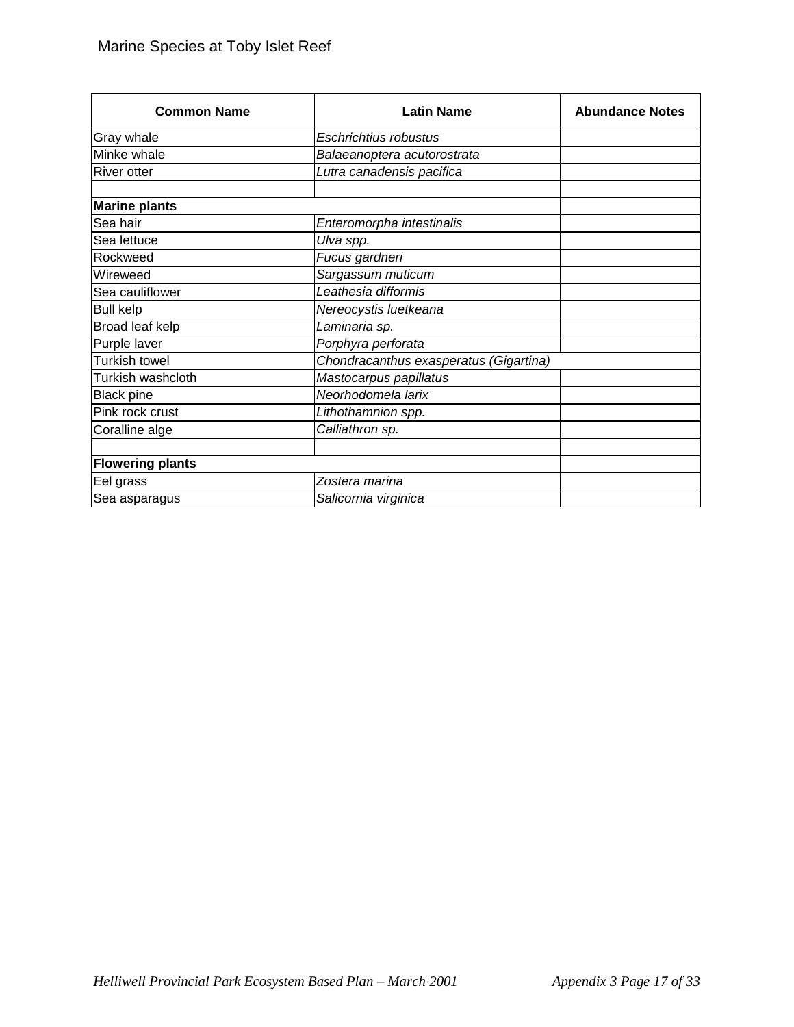Marine Species at Toby Islet Reef

| Common Name | Latin Name | Abundance Notes |
|---|---|---|
| Gray whale | *Eschrichtius robustus* | |
| Minke whale | *Balaeanoptera acutorostrata* | |
| River otter | *Lutra canadensis pacifica* | |
| | | |
| **Marine plants** | | |
| Sea hair | *Enteromorpha intestinalis* | |
| Sea lettuce | *Ulva spp.* | |
| Rockweed | *Fucus gardneri* | |
| Wireweed | *Sargassum muticum* | |
| Sea cauliflower | *Leathesia difformis* | |
| Bull kelp | *Nereocystis luetkeana* | |
| Broad leaf kelp | *Laminaria sp.* | |
| Purple laver | *Porphyra perforata* | |
| Turkish towel | *Chondracanthus exasperatus (Gigartina)* | |
| Turkish washcloth | *Mastocarpus papillatus* | |
| Black pine | *Neorhodomela larix* | |
| Pink rock crust | *Lithothamnion spp.* | |
| Coralline alge | *Calliathron sp.* | |
| | | |
| **Flowering plants** | | |
| Eel grass | *Zostera marina* | |
| Sea asparagus | *Salicornia virginica* | |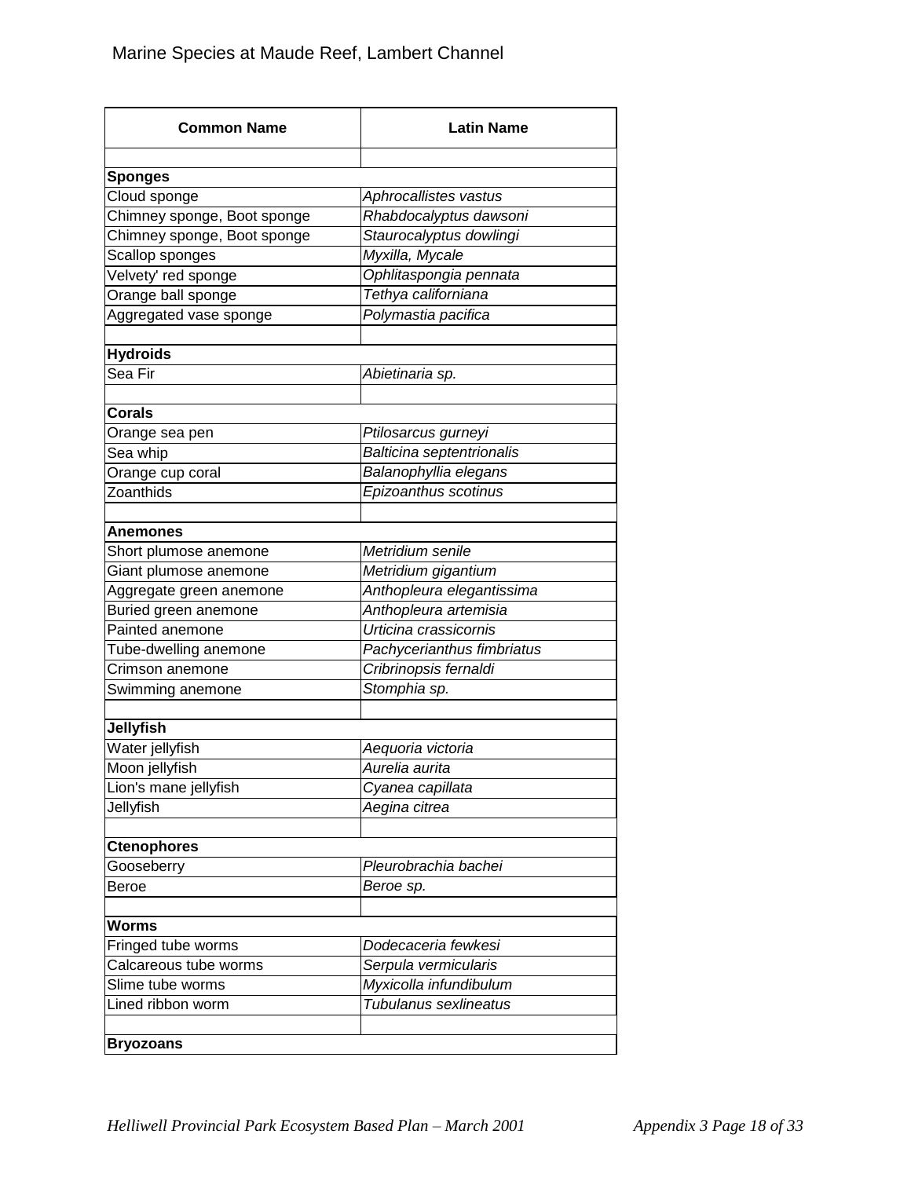Marine Species at Maude Reef, Lambert Channel

| Common Name | Latin Name |
| --- | --- |
| | |
| **Sponges** | |
| Cloud sponge | *Aphrocallistes vastus* |
| Chimney sponge, Boot sponge | *Rhabdocalyptus dawsoni* |
| Chimney sponge, Boot sponge | *Staurocalyptus dowlingi* |
| Scallop sponges | *Myxilla, Mycale* |
| Velvety' red sponge | *Ophlitaspongia pennata* |
| Orange ball sponge | *Tethya californiana* |
| Aggregated vase sponge | *Polymastia pacifica* |
| | |
| **Hydroids** | |
| Sea Fir | *Abietinaria sp.* |
| | |
| **Corals** | |
| Orange sea pen | *Ptilosarcus gurneyi* |
| Sea whip | *Balticina septentrionalis* |
| Orange cup coral | *Balanophyllia elegans* |
| Zoanthids | *Epizoanthus scotinus* |
| | |
| **Anemones** | |
| Short plumose anemone | *Metridium senile* |
| Giant plumose anemone | *Metridium gigantium* |
| Aggregate green anemone | *Anthopleura elegantissima* |
| Buried green anemone | *Anthopleura artemisia* |
| Painted anemone | *Urticina crassicornis* |
| Tube-dwelling anemone | *Pachycerianthus fimbriatus* |
| Crimson anemone | *Cribrinopsis fernaldi* |
| Swimming anemone | *Stomphia sp.* |
| | |
| **Jellyfish** | |
| Water jellyfish | *Aequoria victoria* |
| Moon jellyfish | *Aurelia aurita* |
| Lion's mane jellyfish | *Cyanea capillata* |
| Jellyfish | *Aegina citrea* |
| | |
| **Ctenophores** | |
| Gooseberry | *Pleurobrachia bachei* |
| Beroe | *Beroe sp.* |
| | |
| **Worms** | |
| Fringed tube worms | *Dodecaceria fewkesi* |
| Calcareous tube worms | *Serpula vermicularis* |
| Slime tube worms | *Myxicolla infundibulum* |
| Lined ribbon worm | *Tubulanus sexlineatus* |
| | |
| **Bryozoans** | |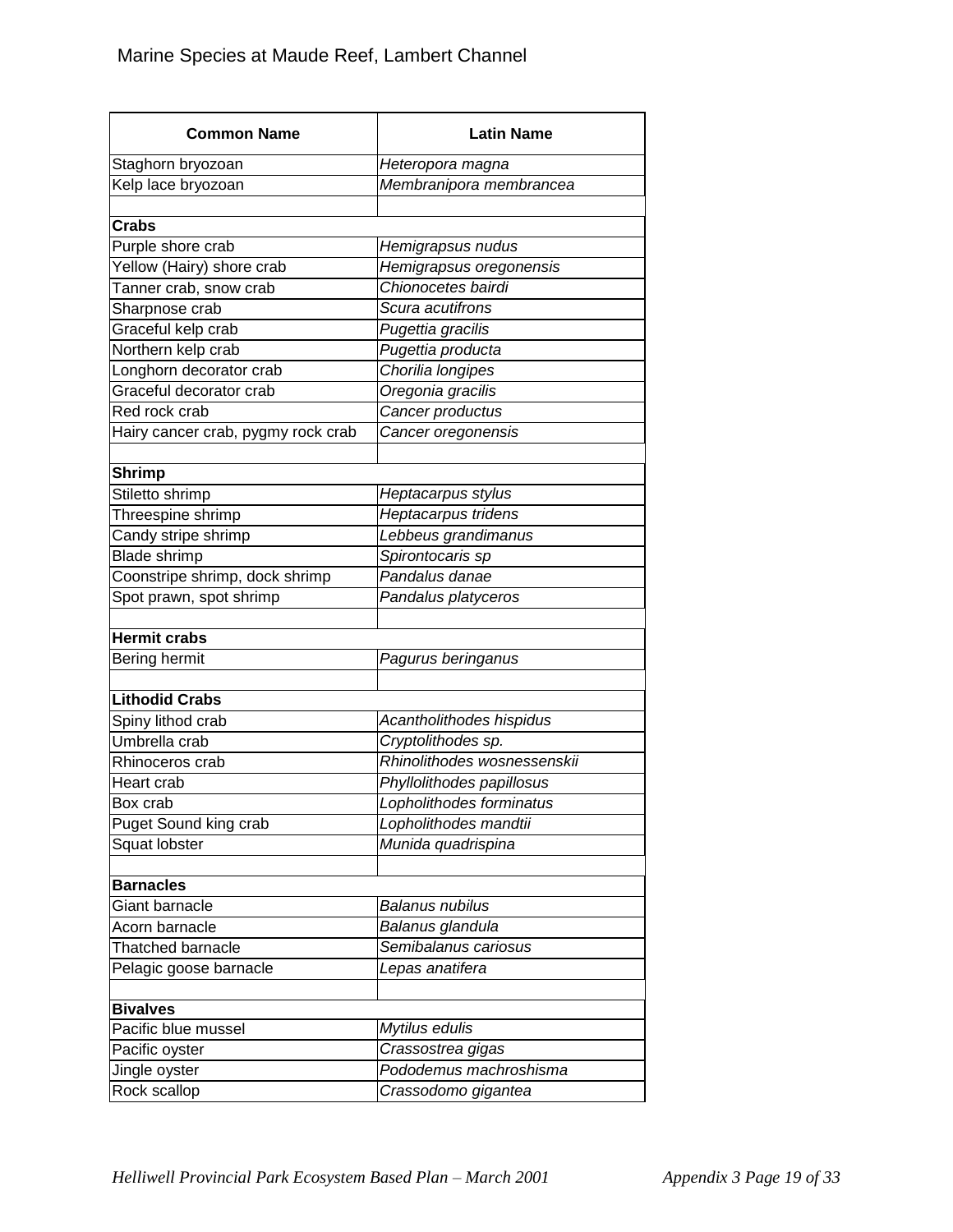Marine Species at Maude Reef, Lambert Channel

| Common Name | Latin Name |
|---|---|
| Staghorn bryozoan | *Heteropora magna* |
| Kelp lace bryozoan | *Membranipora membrancea* |
| | |
| **Crabs** | |
| Purple shore crab | *Hemigrapsus nudus* |
| Yellow (Hairy) shore crab | *Hemigrapsus oregonensis* |
| Tanner crab, snow crab | *Chionocetes bairdi* |
| Sharpnose crab | *Scura acutifrons* |
| Graceful kelp crab | *Pugettia gracilis* |
| Northern kelp crab | *Pugettia producta* |
| Longhorn decorator crab | *Chorilia longipes* |
| Graceful decorator crab | *Oregonia gracilis* |
| Red rock crab | *Cancer productus* |
| Hairy cancer crab, pygmy rock crab | *Cancer oregonensis* |
| | |
| **Shrimp** | |
| Stiletto shrimp | *Heptacarpus stylus* |
| Threespine shrimp | *Heptacarpus tridens* |
| Candy stripe shrimp | *Lebbeus grandimanus* |
| Blade shrimp | *Spirontocaris sp* |
| Coonstripe shrimp, dock shrimp | *Pandalus danae* |
| Spot prawn, spot shrimp | *Pandalus platyceros* |
| | |
| **Hermit crabs** | |
| Bering hermit | *Pagurus beringanus* |
| | |
| **Lithodid Crabs** | |
| Spiny lithod crab | *Acantholithodes hispidus* |
| Umbrella crab | *Cryptolithodes sp.* |
| Rhinoceros crab | *Rhinolithodes wosnessenskii* |
| Heart crab | *Phyllolithodes papillosus* |
| Box crab | *Lopholithodes forminatus* |
| Puget Sound king crab | *Lopholithodes mandtii* |
| Squat lobster | *Munida quadrispina* |
| | |
| **Barnacles** | |
| Giant barnacle | *Balanus nubilus* |
| Acorn barnacle | *Balanus glandula* |
| Thatched barnacle | *Semibalanus cariosus* |
| Pelagic goose barnacle | *Lepas anatifera* |
| | |
| **Bivalves** | |
| Pacific blue mussel | *Mytilus edulis* |
| Pacific oyster | *Crassostrea gigas* |
| Jingle oyster | *Pododemus machroshisma* |
| Rock scallop | *Crassodomo gigantea* |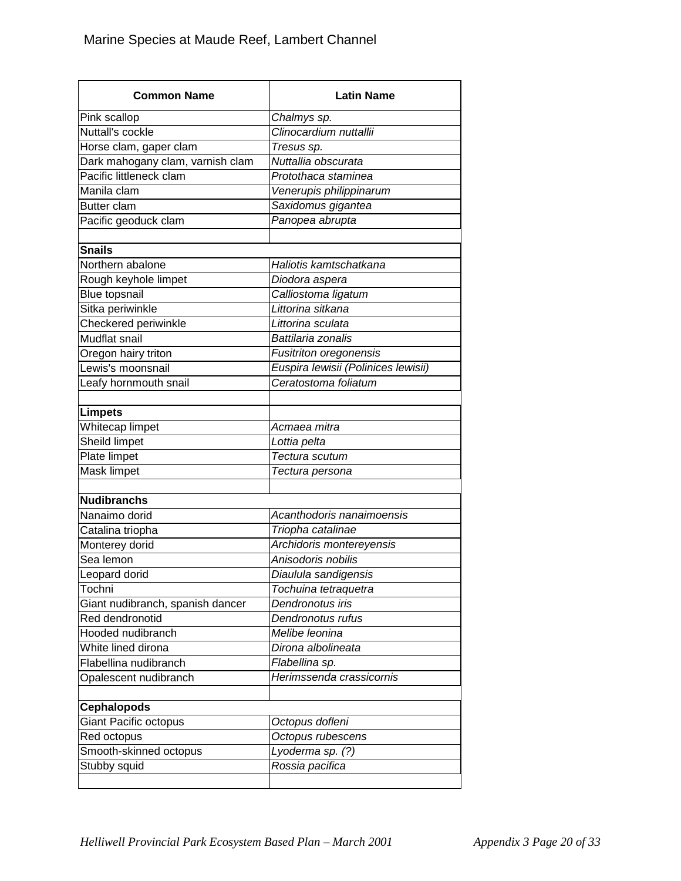Marine Species at Maude Reef, Lambert Channel

| Common Name | Latin Name |
|---|---|
| Pink scallop | *Chalmys sp.* |
| Nuttall's cockle | *Clinocardium nuttallii* |
| Horse clam, gaper clam | *Tresus sp.* |
| Dark mahogany clam, varnish clam | *Nuttallia obscurata* |
| Pacific littleneck clam | *Protothaca staminea* |
| Manila clam | *Venerupis philippinarum* |
| Butter clam | *Saxidomus gigantea* |
| Pacific geoduck clam | *Panopea abrupta* |
| | |
| **Snails** | |
| Northern abalone | *Haliotis kamtschatkana* |
| Rough keyhole limpet | *Diodora aspera* |
| Blue topsnail | *Calliostoma ligatum* |
| Sitka periwinkle | *Littorina sitkana* |
| Checkered periwinkle | *Littorina sculata* |
| Mudflat snail | *Battilaria zonalis* |
| Oregon hairy triton | *Fusitriton oregonensis* |
| Lewis's moonsnail | *Euspira lewisii (Polinices lewisii)* |
| Leafy hornmouth snail | *Ceratostoma foliatum* |
| | |
| **Limpets** | |
| Whitecap limpet | *Acmaea mitra* |
| Sheild limpet | *Lottia pelta* |
| Plate limpet | *Tectura scutum* |
| Mask limpet | *Tectura persona* |
| | |
| **Nudibranchs** | |
| Nanaimo dorid | *Acanthodoris nanaimoensis* |
| Catalina triopha | *Triopha catalinae* |
| Monterey dorid | *Archidoris montereyensis* |
| Sea lemon | *Anisodoris nobilis* |
| Leopard dorid | *Diaulula sandigensis* |
| Tochni | *Tochuina tetraquetra* |
| Giant nudibranch, spanish dancer | *Dendronotus iris* |
| Red dendronotid | *Dendronotus rufus* |
| Hooded nudibranch | *Melibe leonina* |
| White lined dirona | *Dirona albolineata* |
| Flabellina nudibranch | *Flabellina sp.* |
| Opalescent nudibranch | *Herimssenda crassicornis* |
| | |
| **Cephalopods** | |
| Giant Pacific octopus | *Octopus dofleni* |
| Red octopus | *Octopus rubescens* |
| Smooth-skinned octopus | *Lyoderma sp. (?)* |
| Stubby squid | *Rossia pacifica* |
| | |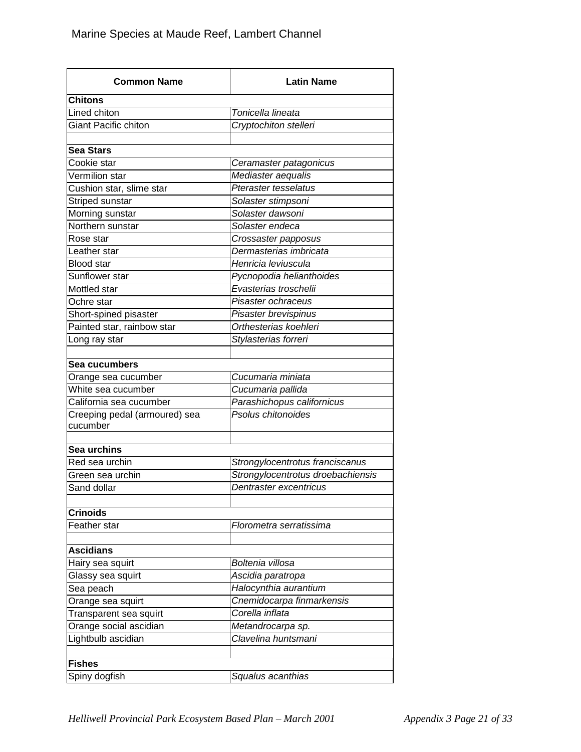Marine Species at Maude Reef, Lambert Channel

| Common Name | Latin Name |
|---|---|
| **Chitons** | |
| Lined chiton | *Tonicella lineata* |
| Giant Pacific chiton | *Cryptochiton stelleri* |
| | |
| **Sea Stars** | |
| Cookie star | *Ceramaster patagonicus* |
| Vermilion star | *Mediaster aequalis* |
| Cushion star, slime star | *Pteraster tesselatus* |
| Striped sunstar | *Solaster stimpsoni* |
| Morning sunstar | *Solaster dawsoni* |
| Northern sunstar | *Solaster endeca* |
| Rose star | *Crossaster papposus* |
| Leather star | *Dermasterias imbricata* |
| Blood star | *Henricia leviuscula* |
| Sunflower star | *Pycnopodia helianthoides* |
| Mottled star | *Evasterias troschelii* |
| Ochre star | *Pisaster ochraceus* |
| Short-spined pisaster | *Pisaster brevispinus* |
| Painted star, rainbow star | *Orthesterias koehleri* |
| Long ray star | *Stylasterias forreri* |
| | |
| **Sea cucumbers** | |
| Orange sea cucumber | *Cucumaria miniata* |
| White sea cucumber | *Cucumaria pallida* |
| California sea cucumber | *Parashichopus californicus* |
| Creeping pedal (armoured) sea cucumber | *Psolus chitonoides* |
| | |
| **Sea urchins** | |
| Red sea urchin | *Strongylocentrotus franciscanus* |
| Green sea urchin | *Strongylocentrotus droebachiensis* |
| Sand dollar | *Dentraster excentricus* |
| | |
| **Crinoids** | |
| Feather star | *Florometra serratissima* |
| | |
| **Ascidians** | |
| Hairy sea squirt | *Boltenia villosa* |
| Glassy sea squirt | *Ascidia paratropa* |
| Sea peach | *Halocynthia aurantium* |
| Orange sea squirt | *Cnemidocarpa finmarkensis* |
| Transparent sea squirt | *Corella inflata* |
| Orange social ascidian | *Metandrocarpa sp.* |
| Lightbulb ascidian | *Clavelina huntsmani* |
| | |
| **Fishes** | |
| Spiny dogfish | *Squalus acanthias* |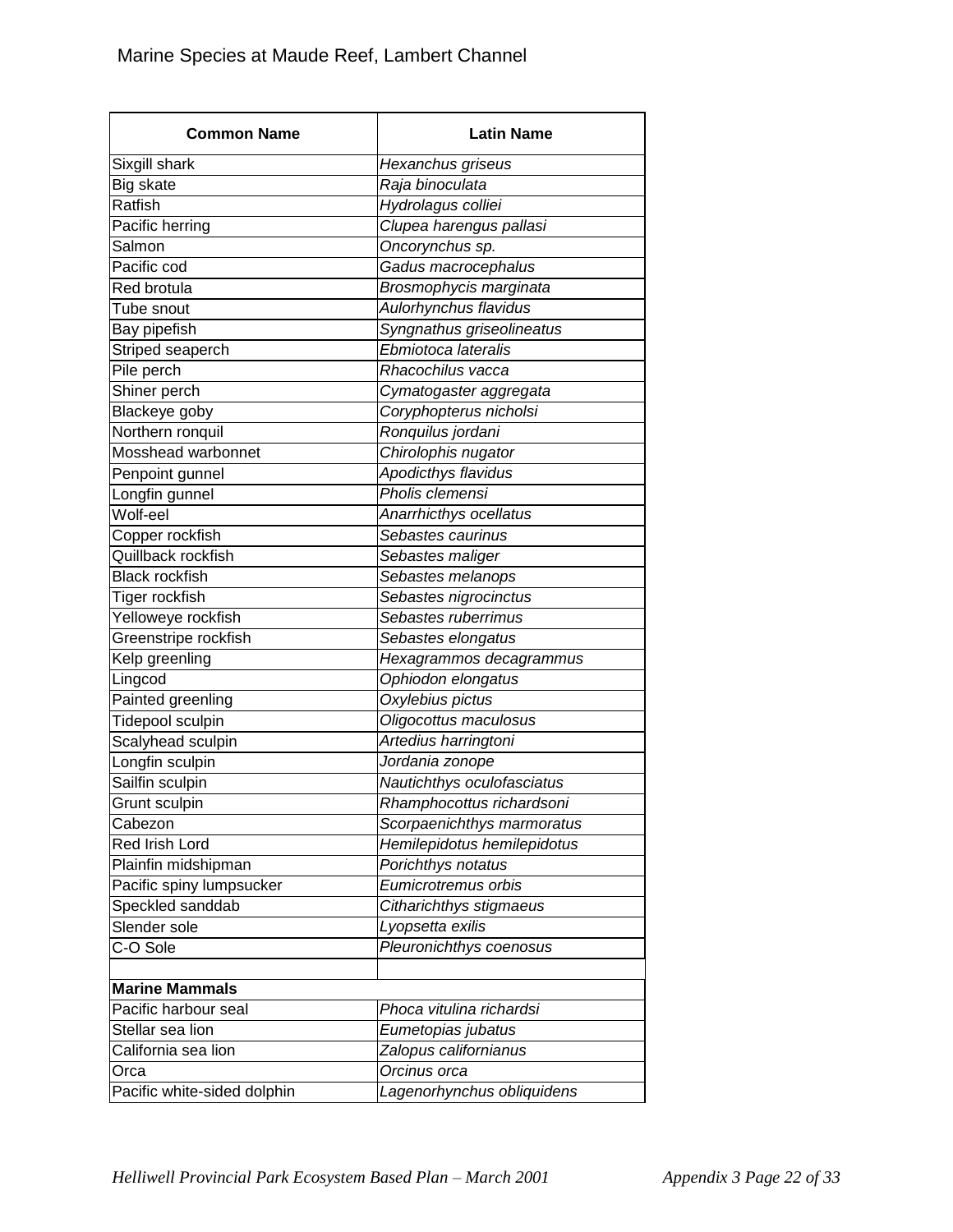# Marine Species at Maude Reef, Lambert Channel

| Common Name | Latin Name |
|---|---|
| Sixgill shark | *Hexanchus griseus* |
| Big skate | *Raja binoculata* |
| Ratfish | *Hydrolagus colliei* |
| Pacific herring | *Clupea harengus pallasi* |
| Salmon | *Oncorynchus sp.* |
| Pacific cod | *Gadus macrocephalus* |
| Red brotula | *Brosmophycis marginata* |
| Tube snout | *Aulorhynchus flavidus* |
| Bay pipefish | *Syngnathus griseolineatus* |
| Striped seaperch | *Ebmiotoca lateralis* |
| Pile perch | *Rhacochilus vacca* |
| Shiner perch | *Cymatogaster aggregata* |
| Blackeye goby | *Coryphopterus nicholsi* |
| Northern ronquil | *Ronquilus jordani* |
| Mosshead warbonnet | *Chirolophis nugator* |
| Penpoint gunnel | *Apodicthys flavidus* |
| Longfin gunnel | *Pholis clemensi* |
| Wolf-eel | *Anarrhicthys ocellatus* |
| Copper rockfish | *Sebastes caurinus* |
| Quillback rockfish | *Sebastes maliger* |
| Black rockfish | *Sebastes melanops* |
| Tiger rockfish | *Sebastes nigrocinctus* |
| Yelloweye rockfish | *Sebastes ruberrimus* |
| Greenstripe rockfish | *Sebastes elongatus* |
| Kelp greenling | *Hexagrammos decagrammus* |
| Lingcod | *Ophiodon elongatus* |
| Painted greenling | *Oxylebius pictus* |
| Tidepool sculpin | *Oligocottus maculosus* |
| Scalyhead sculpin | *Artedius harringtoni* |
| Longfin sculpin | *Jordania zonope* |
| Sailfin sculpin | *Nautichthys oculofasciatus* |
| Grunt sculpin | *Rhamphocottus richardsoni* |
| Cabezon | *Scorpaenichthys marmoratus* |
| Red Irish Lord | *Hemilepidotus hemilepidotus* |
| Plainfin midshipman | *Porichthys notatus* |
| Pacific spiny lumpsucker | *Eumicrotremus orbis* |
| Speckled sanddab | *Citharichthys stigmaeus* |
| Slender sole | *Lyopsetta exilis* |
| C-O Sole | *Pleuronichthys coenosus* |
| | |
| **Marine Mammals** | |
| Pacific harbour seal | *Phoca vitulina richardsi* |
| Stellar sea lion | *Eumetopias jubatus* |
| California sea lion | *Zalopus californianus* |
| Orca | *Orcinus orca* |
| Pacific white-sided dolphin | *Lagenorhynchus obliquidens* |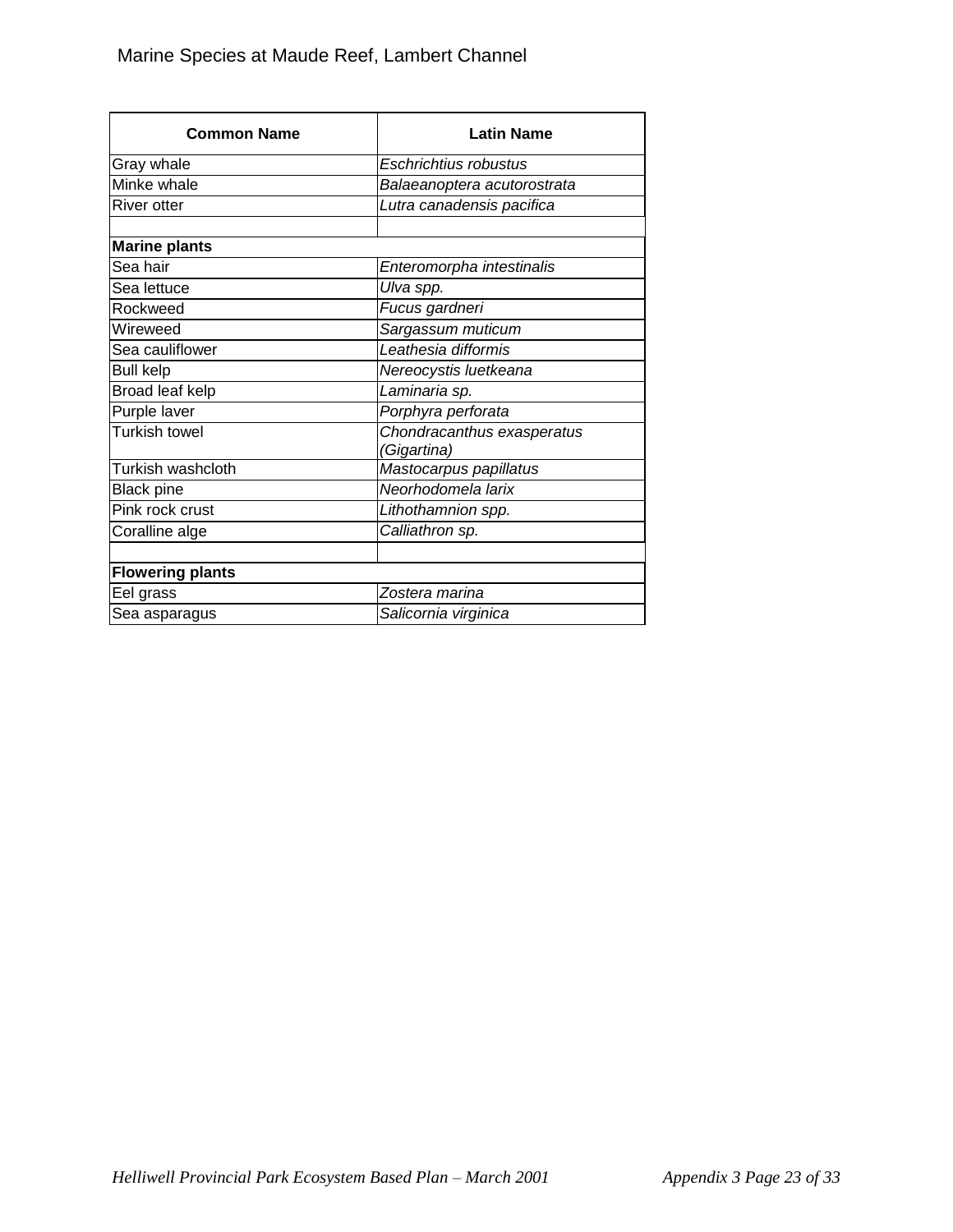Marine Species at Maude Reef, Lambert Channel

| Common Name | Latin Name |
| --- | --- |
| Gray whale | *Eschrichtius robustus* |
| Minke whale | *Balaeanoptera acutorostrata* |
| River otter | *Lutra canadensis pacifica* |
| | |
| **Marine plants** | |
| Sea hair | *Enteromorpha intestinalis* |
| Sea lettuce | *Ulva spp.* |
| Rockweed | *Fucus gardneri* |
| Wireweed | *Sargassum muticum* |
| Sea cauliflower | *Leathesia difformis* |
| Bull kelp | *Nereocystis luetkeana* |
| Broad leaf kelp | *Laminaria sp.* |
| Purple laver | *Porphyra perforata* |
| Turkish towel | *Chondracanthus exasperatus (Gigartina)* |
| Turkish washcloth | *Mastocarpus papillatus* |
| Black pine | *Neorhodomela larix* |
| Pink rock crust | *Lithothamnion spp.* |
| Coralline alge | *Calliathron sp.* |
| | |
| **Flowering plants** | |
| Eel grass | *Zostera marina* |
| Sea asparagus | *Salicornia virginica* |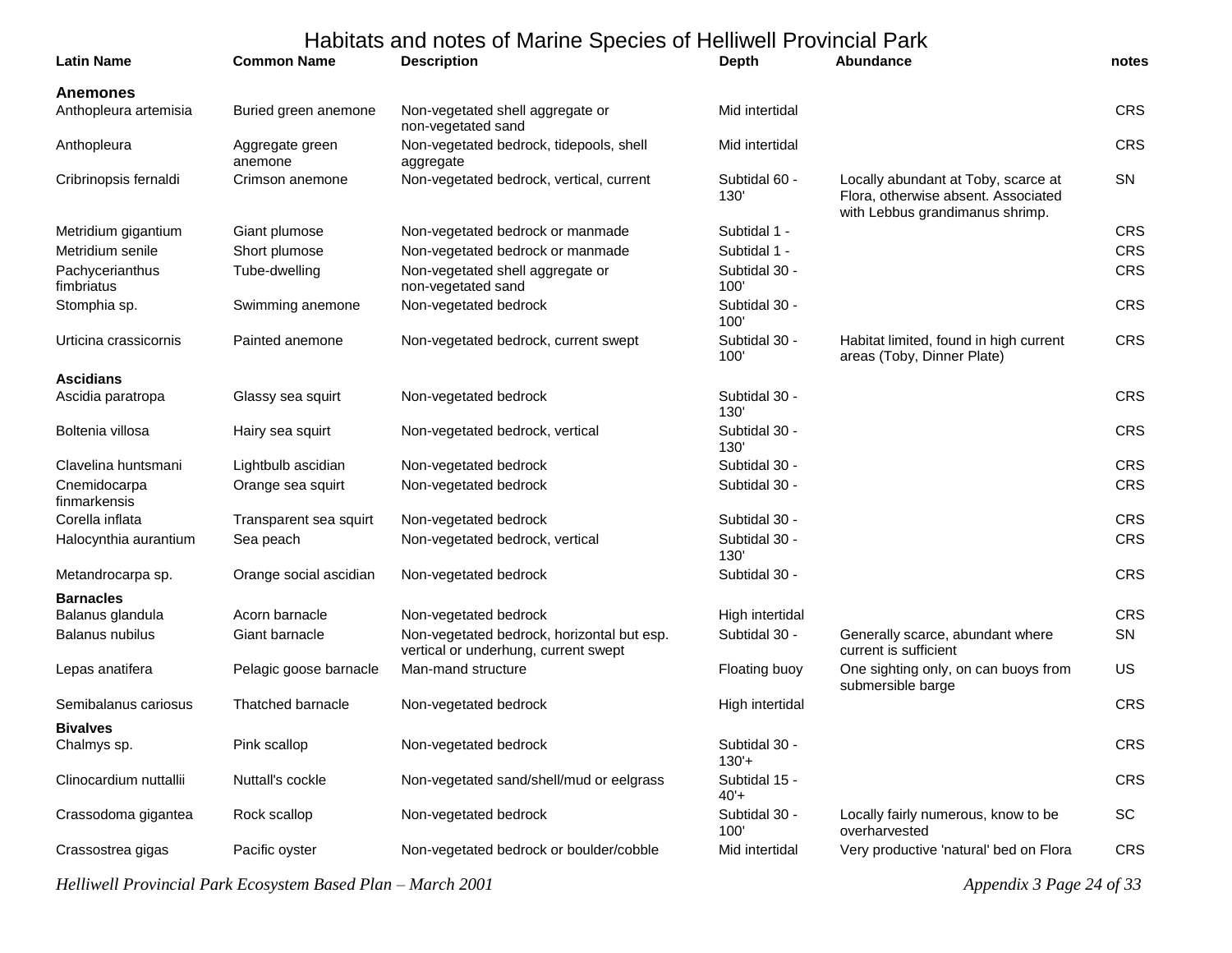# Habitats and notes of Marine Species of Helliwell Provincial Park

| Latin Name | Common Name | Description | Depth | Abundance | notes |
|---|---|---|---|---|---|
| **Anemones** | | | | | |
| Anthopleura artemisia | Buried green anemone | Non-vegetated shell aggregate or non-vegetated sand | Mid intertidal | | CRS |
| Anthopleura | Aggregate green anemone | Non-vegetated bedrock, tidepools, shell aggregate | Mid intertidal | | CRS |
| Cribrinopsis fernaldi | Crimson anemone | Non-vegetated bedrock, vertical, current | Subtidal 60 - 130' | Locally abundant at Toby, scarce at Flora, otherwise absent. Associated with Lebbus grandimanus shrimp. | SN |
| Metridium gigantium | Giant plumose | Non-vegetated bedrock or manmade | Subtidal 1 - | | CRS |
| Metridium senile | Short plumose | Non-vegetated bedrock or manmade | Subtidal 1 - | | CRS |
| Pachycerianthus fimbriatus | Tube-dwelling | Non-vegetated shell aggregate or non-vegetated sand | Subtidal 30 - 100' | | CRS |
| Stomphia sp. | Swimming anemone | Non-vegetated bedrock | Subtidal 30 - 100' | | CRS |
| Urticina crassicornis | Painted anemone | Non-vegetated bedrock, current swept | Subtidal 30 - 100' | Habitat limited, found in high current areas (Toby, Dinner Plate) | CRS |
| **Ascidians** | | | | | |
| Ascidia paratropa | Glassy sea squirt | Non-vegetated bedrock | Subtidal 30 - 130' | | CRS |
| Boltenia villosa | Hairy sea squirt | Non-vegetated bedrock, vertical | Subtidal 30 - 130' | | CRS |
| Clavelina huntsmani | Lightbulb ascidian | Non-vegetated bedrock | Subtidal 30 - | | CRS |
| Cnemidocarpa finmarkensis | Orange sea squirt | Non-vegetated bedrock | Subtidal 30 - | | CRS |
| Corella inflata | Transparent sea squirt | Non-vegetated bedrock | Subtidal 30 - | | CRS |
| Halocynthia aurantium | Sea peach | Non-vegetated bedrock, vertical | Subtidal 30 - 130' | | CRS |
| Metandrocarpa sp. | Orange social ascidian | Non-vegetated bedrock | Subtidal 30 - | | CRS |
| **Barnacles** | | | | | |
| Balanus glandula | Acorn barnacle | Non-vegetated bedrock | High intertidal | | CRS |
| Balanus nubilus | Giant barnacle | Non-vegetated bedrock, horizontal but esp. vertical or underhung, current swept | Subtidal 30 - | Generally scarce, abundant where current is sufficient | SN |
| Lepas anatifera | Pelagic goose barnacle | Man-mand structure | Floating buoy | One sighting only, on can buoys from submersible barge | US |
| Semibalanus cariosus | Thatched barnacle | Non-vegetated bedrock | High intertidal | | CRS |
| **Bivalves** | | | | | |
| Chalmys sp. | Pink scallop | Non-vegetated bedrock | Subtidal 30 - 130'+ | | CRS |
| Clinocardium nuttallii | Nuttall's cockle | Non-vegetated sand/shell/mud or eelgrass | Subtidal 15 - 40'+ | | CRS |
| Crassodoma gigantea | Rock scallop | Non-vegetated bedrock | Subtidal 30 - 100' | Locally fairly numerous, know to be overharvested | SC |
| Crassostrea gigas | Pacific oyster | Non-vegetated bedrock or boulder/cobble | Mid intertidal | Very productive 'natural' bed on Flora | CRS |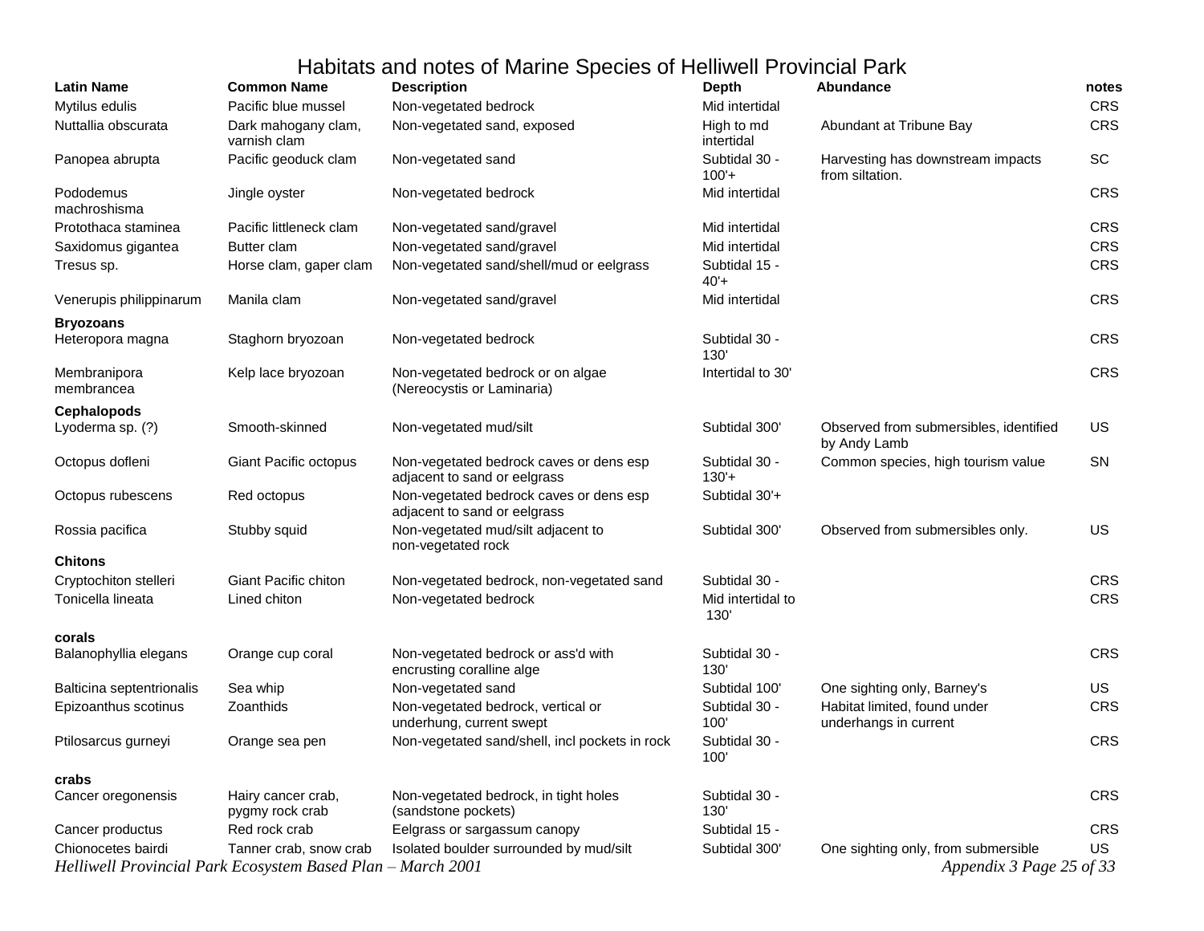# Habitats and notes of Marine Species of Helliwell Provincial Park

| Latin Name | Common Name | Description | Depth | Abundance | notes |
|---|---|---|---|---|---|
| Mytilus edulis | Pacific blue mussel | Non-vegetated bedrock | Mid intertidal | | CRS |
| Nuttallia obscurata | Dark mahogany clam, varnish clam | Non-vegetated sand, exposed | High to md intertidal | Abundant at Tribune Bay | CRS |
| Panopea abrupta | Pacific geoduck clam | Non-vegetated sand | Subtidal 30 - 100'+ | Harvesting has downstream impacts from siltation. | SC |
| Pododemus machroshisma | Jingle oyster | Non-vegetated bedrock | Mid intertidal | | CRS |
| Protothaca staminea | Pacific littleneck clam | Non-vegetated sand/gravel | Mid intertidal | | CRS |
| Saxidomus gigantea | Butter clam | Non-vegetated sand/gravel | Mid intertidal | | CRS |
| Tresus sp. | Horse clam, gaper clam | Non-vegetated sand/shell/mud or eelgrass | Subtidal 15 - 40'+ | | CRS |
| Venerupis philippinarum | Manila clam | Non-vegetated sand/gravel | Mid intertidal | | CRS |
| **Bryozoans** | | | | | |
| Heteropora magna | Staghorn bryozoan | Non-vegetated bedrock | Subtidal 30 - 130' | | CRS |
| Membranipora membrancea | Kelp lace bryozoan | Non-vegetated bedrock or on algae (Nereocystis or Laminaria) | Intertidal to 30' | | CRS |
| **Cephalopods** | | | | | |
| Lyoderma sp. (?) | Smooth-skinned | Non-vegetated mud/silt | Subtidal 300' | Observed from submersibles, identified by Andy Lamb | US |
| Octopus dofleni | Giant Pacific octopus | Non-vegetated bedrock caves or dens esp adjacent to sand or eelgrass | Subtidal 30 - 130'+ | Common species, high tourism value | SN |
| Octopus rubescens | Red octopus | Non-vegetated bedrock caves or dens esp adjacent to sand or eelgrass | Subtidal 30'+ | | |
| Rossia pacifica | Stubby squid | Non-vegetated mud/silt adjacent to non-vegetated rock | Subtidal 300' | Observed from submersibles only. | US |
| **Chitons** | | | | | |
| Cryptochiton stelleri | Giant Pacific chiton | Non-vegetated bedrock, non-vegetated sand | Subtidal 30 - | | CRS |
| Tonicella lineata | Lined chiton | Non-vegetated bedrock | Mid intertidal to 130' | | CRS |
| **corals** | | | | | |
| Balanophyllia elegans | Orange cup coral | Non-vegetated bedrock or ass'd with encrusting coralline alge | Subtidal 30 - 130' | | CRS |
| Balticina septentrionalis | Sea whip | Non-vegetated sand | Subtidal 100' | One sighting only, Barney's | US |
| Epizoanthus scotinus | Zoanthids | Non-vegetated bedrock, vertical or underhung, current swept | Subtidal 30 - 100' | Habitat limited, found under underhangs in current | CRS |
| Ptilosarcus gurneyi | Orange sea pen | Non-vegetated sand/shell, incl pockets in rock | Subtidal 30 - 100' | | CRS |
| **crabs** | | | | | |
| Cancer oregonensis | Hairy cancer crab, pygmy rock crab | Non-vegetated bedrock, in tight holes (sandstone pockets) | Subtidal 30 - 130' | | CRS |
| Cancer productus | Red rock crab | Eelgrass or sargassum canopy | Subtidal 15 - | | CRS |
| Chionocetes bairdi | Tanner crab, snow crab | Isolated boulder surrounded by mud/silt | Subtidal 300' | One sighting only, from submersible | US |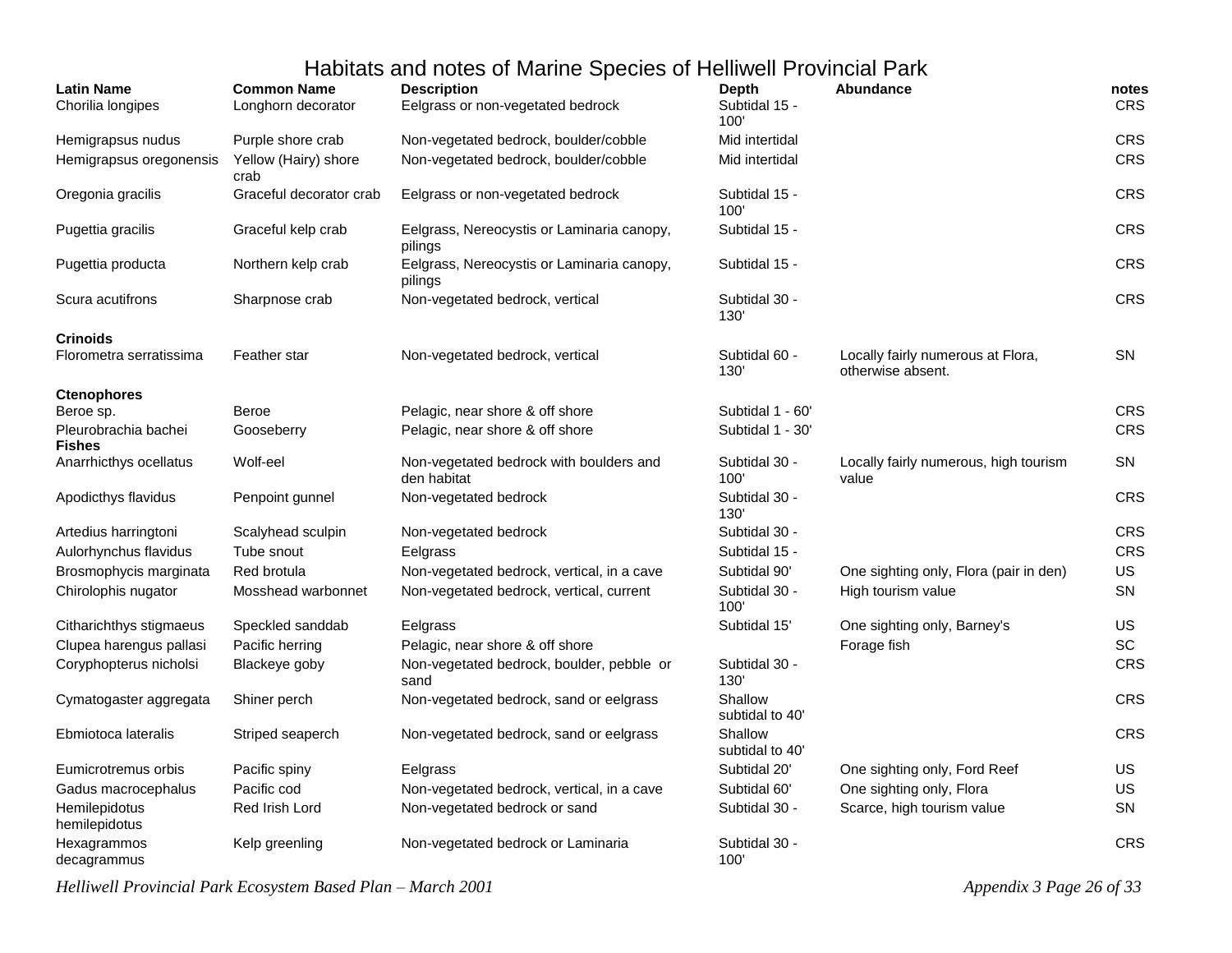# Habitats and notes of Marine Species of Helliwell Provincial Park

| Latin Name | Common Name | Description | Depth | Abundance | notes |
|---|---|---|---|---|---|
| Chorilia longipes | Longhorn decorator | Eelgrass or non-vegetated bedrock | Subtidal 15 - 100' | | CRS |
| Hemigrapsus nudus | Purple shore crab | Non-vegetated bedrock, boulder/cobble | Mid intertidal | | CRS |
| Hemigrapsus oregonensis | Yellow (Hairy) shore crab | Non-vegetated bedrock, boulder/cobble | Mid intertidal | | CRS |
| Oregonia gracilis | Graceful decorator crab | Eelgrass or non-vegetated bedrock | Subtidal 15 - 100' | | CRS |
| Pugettia gracilis | Graceful kelp crab | Eelgrass, Nereocystis or Laminaria canopy, pilings | Subtidal 15 - | | CRS |
| Pugettia producta | Northern kelp crab | Eelgrass, Nereocystis or Laminaria canopy, pilings | Subtidal 15 - | | CRS |
| Scura acutifrons | Sharpnose crab | Non-vegetated bedrock, vertical | Subtidal 30 - 130' | | CRS |
| **Crinoids** | | | | | |
| Florometra serratissima | Feather star | Non-vegetated bedrock, vertical | Subtidal 60 - 130' | Locally fairly numerous at Flora, otherwise absent. | SN |
| **Ctenophores** | | | | | |
| Beroe sp. | Beroe | Pelagic, near shore & off shore | Subtidal 1 - 60' | | CRS |
| Pleurobrachia bachei | Gooseberry | Pelagic, near shore & off shore | Subtidal 1 - 30' | | CRS |
| **Fishes** | | | | | |
| Anarrhicthys ocellatus | Wolf-eel | Non-vegetated bedrock with boulders and den habitat | Subtidal 30 - 100' | Locally fairly numerous, high tourism value | SN |
| Apodicthys flavidus | Penpoint gunnel | Non-vegetated bedrock | Subtidal 30 - 130' | | CRS |
| Artedius harringtoni | Scalyhead sculpin | Non-vegetated bedrock | Subtidal 30 - | | CRS |
| Aulorhynchus flavidus | Tube snout | Eelgrass | Subtidal 15 - | | CRS |
| Brosmophycis marginata | Red brotula | Non-vegetated bedrock, vertical, in a cave | Subtidal 90' | One sighting only, Flora (pair in den) | US |
| Chirolophis nugator | Mosshead warbonnet | Non-vegetated bedrock, vertical, current | Subtidal 30 - 100' | High tourism value | SN |
| Citharichthys stigmaeus | Speckled sanddab | Eelgrass | Subtidal 15' | One sighting only, Barney's | US |
| Clupea harengus pallasi | Pacific herring | Pelagic, near shore & off shore | | Forage fish | SC |
| Coryphopterus nicholsi | Blackeye goby | Non-vegetated bedrock, boulder, pebble or sand | Subtidal 30 - 130' | | CRS |
| Cymatogaster aggregata | Shiner perch | Non-vegetated bedrock, sand or eelgrass | Shallow subtidal to 40' | | CRS |
| Ebmiotoca lateralis | Striped seaperch | Non-vegetated bedrock, sand or eelgrass | Shallow subtidal to 40' | | CRS |
| Eumicrotremus orbis | Pacific spiny | Eelgrass | Subtidal 20' | One sighting only, Ford Reef | US |
| Gadus macrocephalus | Pacific cod | Non-vegetated bedrock, vertical, in a cave | Subtidal 60' | One sighting only, Flora | US |
| Hemilepidotus hemilepidotus | Red Irish Lord | Non-vegetated bedrock or sand | Subtidal 30 - | Scarce, high tourism value | SN |
| Hexagrammos decagrammus | Kelp greenling | Non-vegetated bedrock or Laminaria | Subtidal 30 - 100' | | CRS |

*Helliwell Provincial Park Ecosystem Based Plan – March 2001*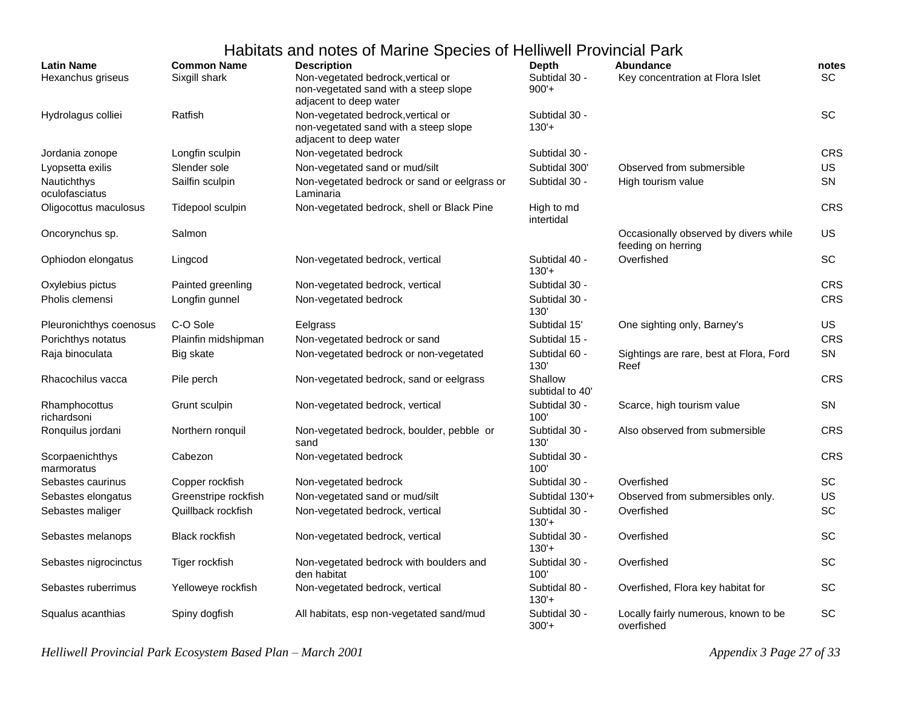# Habitats and notes of Marine Species of Helliwell Provincial Park

| Latin Name | Common Name | Description | Depth | Abundance | notes |
|---|---|---|---|---|---|
| Hexanchus griseus | Sixgill shark | Non-vegetated bedrock,vertical or non-vegetated sand with a steep slope adjacent to deep water | Subtidal 30 - 900'+ | Key concentration at Flora Islet | SC |
| Hydrolagus colliei | Ratfish | Non-vegetated bedrock,vertical or non-vegetated sand with a steep slope adjacent to deep water | Subtidal 30 - 130'+ | | SC |
| Jordania zonope | Longfin sculpin | Non-vegetated bedrock | Subtidal 30 - | | CRS |
| Lyopsetta exilis | Slender sole | Non-vegetated sand or mud/silt | Subtidal 300' | Observed from submersible | US |
| Nautichthys oculofasciatus | Sailfin sculpin | Non-vegetated bedrock or sand or eelgrass or Laminaria | Subtidal 30 - | High tourism value | SN |
| Oligocottus maculosus | Tidepool sculpin | Non-vegetated bedrock, shell or Black Pine | High to md intertidal | | CRS |
| Oncorynchus sp. | Salmon | | | Occasionally observed by divers while feeding on herring | US |
| Ophiodon elongatus | Lingcod | Non-vegetated bedrock, vertical | Subtidal 40 - 130'+ | Overfished | SC |
| Oxylebius pictus | Painted greenling | Non-vegetated bedrock, vertical | Subtidal 30 - | | CRS |
| Pholis clemensi | Longfin gunnel | Non-vegetated bedrock | Subtidal 30 - 130' | | CRS |
| Pleuronichthys coenosus | C-O Sole | Eelgrass | Subtidal 15' | One sighting only, Barney's | US |
| Porichthys notatus | Plainfin midshipman | Non-vegetated bedrock or sand | Subtidal 15 - | | CRS |
| Raja binoculata | Big skate | Non-vegetated bedrock or non-vegetated | Subtidal 60 - 130' | Sightings are rare, best at Flora, Ford Reef | SN |
| Rhacochilus vacca | Pile perch | Non-vegetated bedrock, sand or eelgrass | Shallow subtidal to 40' | | CRS |
| Rhamphocottus richardsoni | Grunt sculpin | Non-vegetated bedrock, vertical | Subtidal 30 - 100' | Scarce, high tourism value | SN |
| Ronquilus jordani | Northern ronquil | Non-vegetated bedrock, boulder, pebble or sand | Subtidal 30 - 130' | Also observed from submersible | CRS |
| Scorpaenichthys marmoratus | Cabezon | Non-vegetated bedrock | Subtidal 30 - 100' | | CRS |
| Sebastes caurinus | Copper rockfish | Non-vegetated bedrock | Subtidal 30 - | Overfished | SC |
| Sebastes elongatus | Greenstripe rockfish | Non-vegetated sand or mud/silt | Subtidal 130'+ | Observed from submersibles only. | US |
| Sebastes maliger | Quillback rockfish | Non-vegetated bedrock, vertical | Subtidal 30 - 130'+ | Overfished | SC |
| Sebastes melanops | Black rockfish | Non-vegetated bedrock, vertical | Subtidal 30 - 130'+ | Overfished | SC |
| Sebastes nigrocinctus | Tiger rockfish | Non-vegetated bedrock with boulders and den habitat | Subtidal 30 - 100' | Overfished | SC |
| Sebastes ruberrimus | Yelloweye rockfish | Non-vegetated bedrock, vertical | Subtidal 80 - 130'+ | Overfished, Flora key habitat for | SC |
| Squalus acanthias | Spiny dogfish | All habitats, esp non-vegetated sand/mud | Subtidal 30 - 300'+ | Locally fairly numerous, known to be overfished | SC |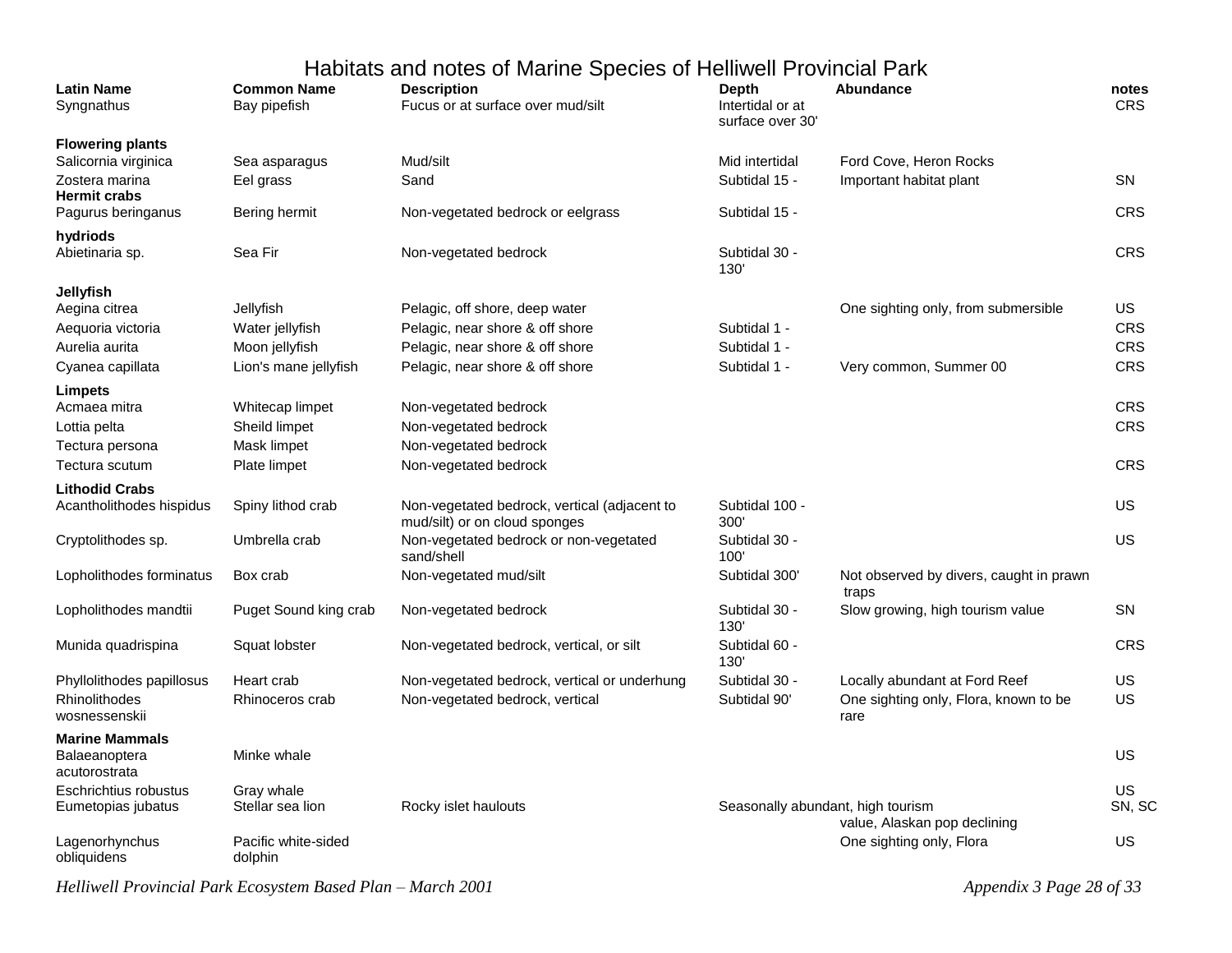# Habitats and notes of Marine Species of Helliwell Provincial Park

| Latin Name | Common Name | Description | Depth | Abundance | notes |
|---|---|---|---|---|---|
| Syngnathus | Bay pipefish | Fucus or at surface over mud/silt | Intertidal or at surface over 30' | | CRS |
| **Flowering plants** | | | | | |
| Salicornia virginica | Sea asparagus | Mud/silt | Mid intertidal | Ford Cove, Heron Rocks | |
| Zostera marina | Eel grass | Sand | Subtidal 15 - | Important habitat plant | SN |
| **Hermit crabs** | | | | | |
| Pagurus beringanus | Bering hermit | Non-vegetated bedrock or eelgrass | Subtidal 15 - | | CRS |
| **hydriods** | | | | | |
| Abietinaria sp. | Sea Fir | Non-vegetated bedrock | Subtidal 30 - 130' | | CRS |
| **Jellyfish** | | | | | |
| Aegina citrea | Jellyfish | Pelagic, off shore, deep water | | One sighting only, from submersible | US |
| Aequoria victoria | Water jellyfish | Pelagic, near shore & off shore | Subtidal 1 - | | CRS |
| Aurelia aurita | Moon jellyfish | Pelagic, near shore & off shore | Subtidal 1 - | | CRS |
| Cyanea capillata | Lion's mane jellyfish | Pelagic, near shore & off shore | Subtidal 1 - | Very common, Summer 00 | CRS |
| **Limpets** | | | | | |
| Acmaea mitra | Whitecap limpet | Non-vegetated bedrock | | | CRS |
| Lottia pelta | Sheild limpet | Non-vegetated bedrock | | | CRS |
| Tectura persona | Mask limpet | Non-vegetated bedrock | | | |
| Tectura scutum | Plate limpet | Non-vegetated bedrock | | | CRS |
| **Lithodid Crabs** | | | | | |
| Acantholithodes hispidus | Spiny lithod crab | Non-vegetated bedrock, vertical (adjacent to mud/silt) or on cloud sponges | Subtidal 100 - 300' | | US |
| Cryptolithodes sp. | Umbrella crab | Non-vegetated bedrock or non-vegetated sand/shell | Subtidal 30 - 100' | | US |
| Lopholithodes forminatus | Box crab | Non-vegetated mud/silt | Subtidal 300' | Not observed by divers, caught in prawn traps | |
| Lopholithodes mandtii | Puget Sound king crab | Non-vegetated bedrock | Subtidal 30 - 130' | Slow growing, high tourism value | SN |
| Munida quadrispina | Squat lobster | Non-vegetated bedrock, vertical, or silt | Subtidal 60 - 130' | | CRS |
| Phyllolithodes papillosus | Heart crab | Non-vegetated bedrock, vertical or underhung | Subtidal 30 - | Locally abundant at Ford Reef | US |
| Rhinolithodes wosnessenskii | Rhinoceros crab | Non-vegetated bedrock, vertical | Subtidal 90' | One sighting only, Flora, known to be rare | US |
| **Marine Mammals** | | | | | |
| Balaeanoptera acutorostrata | Minke whale | | | | US |
| Eschrichtius robustus | Gray whale | | | | US |
| Eumetopias jubatus | Stellar sea lion | Rocky islet haulouts | | Seasonally abundant, high tourism value, Alaskan pop declining | SN, SC |
| Lagenorhynchus obliquidens | Pacific white-sided dolphin | | | One sighting only, Flora | US |

*Helliwell Provincial Park Ecosystem Based Plan – March 2001*

*Appendix 3 Page 28 of 33*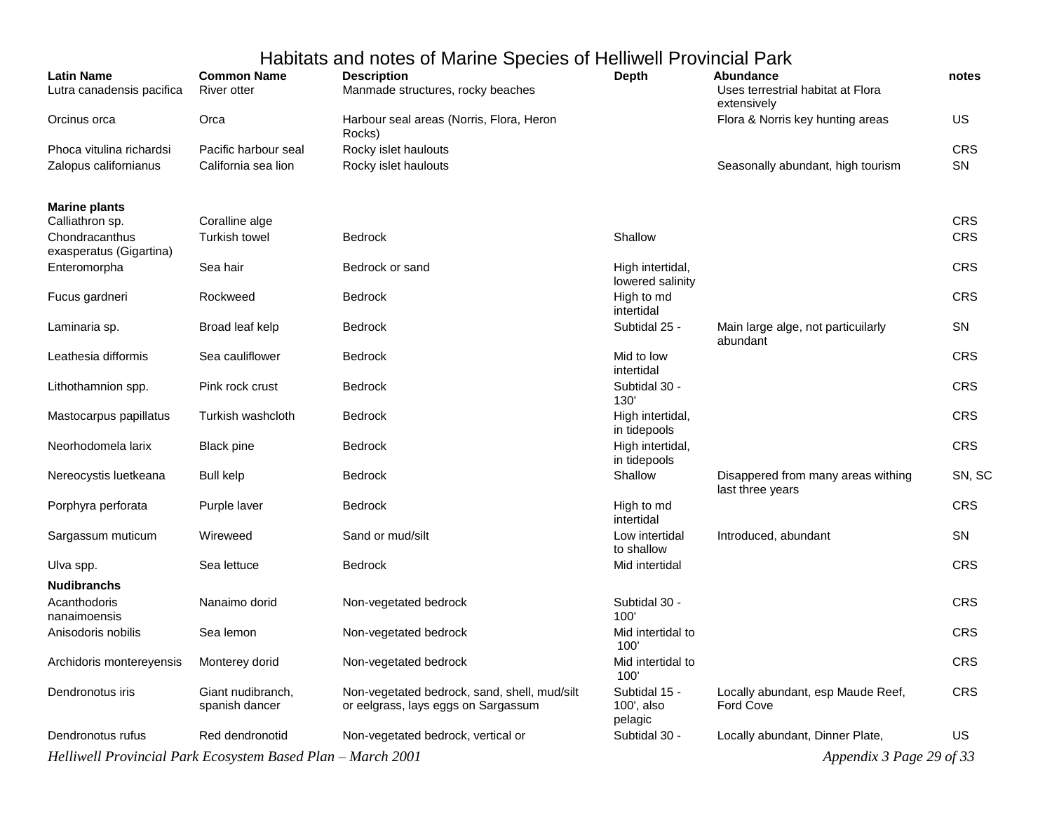# Habitats and notes of Marine Species of Helliwell Provincial Park

| Latin Name | Common Name | Description | Depth | Abundance | notes |
|---|---|---|---|---|---|
| Lutra canadensis pacifica | River otter | Manmade structures, rocky beaches | | Uses terrestrial habitat at Flora extensively | |
| Orcinus orca | Orca | Harbour seal areas (Norris, Flora, Heron Rocks) | | Flora & Norris key hunting areas | US |
| Phoca vitulina richardsi | Pacific harbour seal | Rocky islet haulouts | | | CRS |
| Zalopus californianus | California sea lion | Rocky islet haulouts | | Seasonally abundant, high tourism | SN |
| **Marine plants** | | | | | |
| Calliathron sp. | Coralline alge | | | | CRS |
| Chondracanthus exasperatus (Gigartina) | Turkish towel | Bedrock | Shallow | | CRS |
| Enteromorpha | Sea hair | Bedrock or sand | High intertidal, lowered salinity | | CRS |
| Fucus gardneri | Rockweed | Bedrock | High to md intertidal | | CRS |
| Laminaria sp. | Broad leaf kelp | Bedrock | Subtidal 25 - | Main large alge, not particuilarly abundant | SN |
| Leathesia difformis | Sea cauliflower | Bedrock | Mid to low intertidal | | CRS |
| Lithothamnion spp. | Pink rock crust | Bedrock | Subtidal 30 - 130' | | CRS |
| Mastocarpus papillatus | Turkish washcloth | Bedrock | High intertidal, in tidepools | | CRS |
| Neorhodomela larix | Black pine | Bedrock | High intertidal, in tidepools | | CRS |
| Nereocystis luetkeana | Bull kelp | Bedrock | Shallow | Disappered from many areas withing last three years | SN, SC |
| Porphyra perforata | Purple laver | Bedrock | High to md intertidal | | CRS |
| Sargassum muticum | Wireweed | Sand or mud/silt | Low intertidal to shallow | Introduced, abundant | SN |
| Ulva spp. | Sea lettuce | Bedrock | Mid intertidal | | CRS |
| **Nudibranchs** | | | | | |
| Acanthodoris nanaimoensis | Nanaimo dorid | Non-vegetated bedrock | Subtidal 30 - 100' | | CRS |
| Anisodoris nobilis | Sea lemon | Non-vegetated bedrock | Mid intertidal to 100' | | CRS |
| Archidoris montereyensis | Monterey dorid | Non-vegetated bedrock | Mid intertidal to 100' | | CRS |
| Dendronotus iris | Giant nudibranch, spanish dancer | Non-vegetated bedrock, sand, shell, mud/silt or eelgrass, lays eggs on Sargassum | Subtidal 15 - 100', also pelagic | Locally abundant, esp Maude Reef, Ford Cove | CRS |
| Dendronotus rufus | Red dendronotid | Non-vegetated bedrock, vertical or | Subtidal 30 - | Locally abundant, Dinner Plate, | US |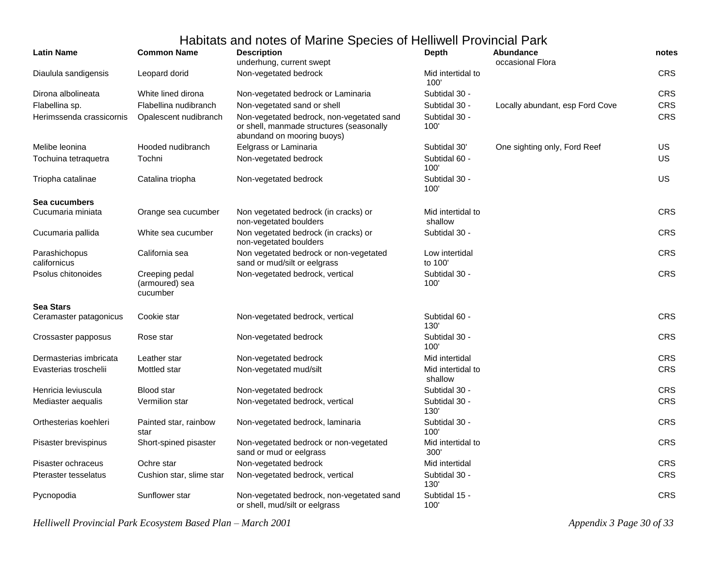# Habitats and notes of Marine Species of Helliwell Provincial Park

| Latin Name | Common Name | Description | Depth | Abundance | notes |
|---|---|---|---|---|---|
| | | underhung, current swept | | occasional Flora | |
| Diaulula sandigensis | Leopard dorid | Non-vegetated bedrock | Mid intertidal to 100' | | CRS |
| Dirona albolineata | White lined dirona | Non-vegetated bedrock or Laminaria | Subtidal 30 - | | CRS |
| Flabellina sp. | Flabellina nudibranch | Non-vegetated sand or shell | Subtidal 30 - | Locally abundant, esp Ford Cove | CRS |
| Herimssenda crassicornis | Opalescent nudibranch | Non-vegetated bedrock, non-vegetated sand or shell, manmade structures (seasonally abundand on mooring buoys) | Subtidal 30 - 100' | | CRS |
| Melibe leonina | Hooded nudibranch | Eelgrass or Laminaria | Subtidal 30' | One sighting only, Ford Reef | US |
| Tochuina tetraquetra | Tochni | Non-vegetated bedrock | Subtidal 60 - 100' | | US |
| Triopha catalinae | Catalina triopha | Non-vegetated bedrock | Subtidal 30 - 100' | | US |
| **Sea cucumbers** | | | | | |
| Cucumaria miniata | Orange sea cucumber | Non vegetated bedrock (in cracks) or non-vegetated boulders | Mid intertidal to shallow | | CRS |
| Cucumaria pallida | White sea cucumber | Non vegetated bedrock (in cracks) or non-vegetated boulders | Subtidal 30 - | | CRS |
| Parashichopus californicus | California sea | Non vegetated bedrock or non-vegetated sand or mud/silt or eelgrass | Low intertidal to 100' | | CRS |
| Psolus chitonoides | Creeping pedal (armoured) sea cucumber | Non-vegetated bedrock, vertical | Subtidal 30 - 100' | | CRS |
| **Sea Stars** | | | | | |
| Ceramaster patagonicus | Cookie star | Non-vegetated bedrock, vertical | Subtidal 60 - 130' | | CRS |
| Crossaster papposus | Rose star | Non-vegetated bedrock | Subtidal 30 - 100' | | CRS |
| Dermasterias imbricata | Leather star | Non-vegetated bedrock | Mid intertidal | | CRS |
| Evasterias troschelii | Mottled star | Non-vegetated mud/silt | Mid intertidal to shallow | | CRS |
| Henricia leviuscula | Blood star | Non-vegetated bedrock | Subtidal 30 - | | CRS |
| Mediaster aequalis | Vermilion star | Non-vegetated bedrock, vertical | Subtidal 30 - 130' | | CRS |
| Orthesterias koehleri | Painted star, rainbow star | Non-vegetated bedrock, laminaria | Subtidal 30 - 100' | | CRS |
| Pisaster brevispinus | Short-spined pisaster | Non-vegetated bedrock or non-vegetated sand or mud or eelgrass | Mid intertidal to 300' | | CRS |
| Pisaster ochraceus | Ochre star | Non-vegetated bedrock | Mid intertidal | | CRS |
| Pteraster tesselatus | Cushion star, slime star | Non-vegetated bedrock, vertical | Subtidal 30 - 130' | | CRS |
| Pycnopodia | Sunflower star | Non-vegetated bedrock, non-vegetated sand or shell, mud/silt or eelgrass | Subtidal 15 - 100' | | CRS |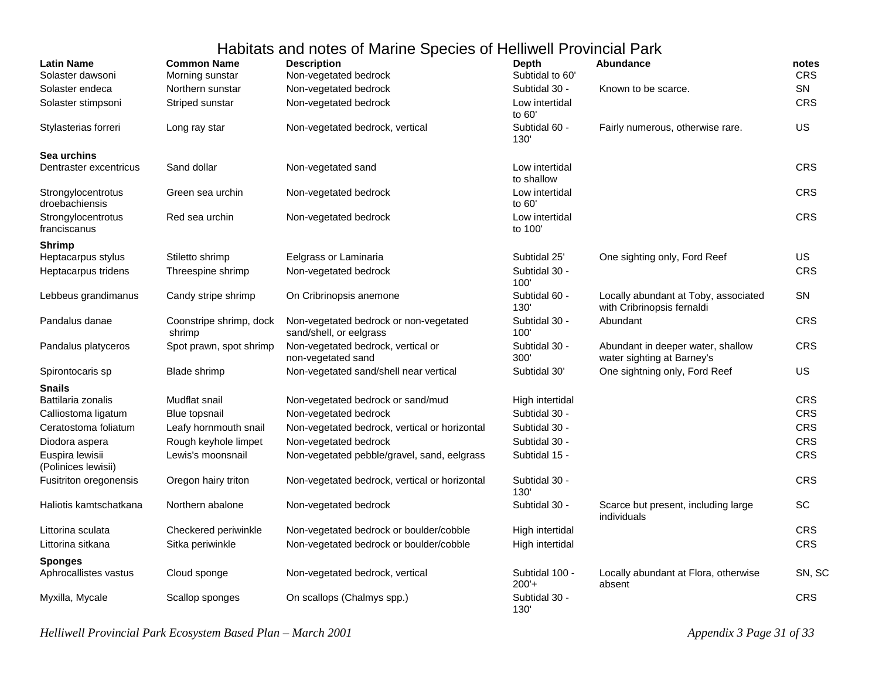# Habitats and notes of Marine Species of Helliwell Provincial Park

| Latin Name | Common Name | Description | Depth | Abundance | notes |
|---|---|---|---|---|---|
| Solaster dawsoni | Morning sunstar | Non-vegetated bedrock | Subtidal to 60' | | CRS |
| Solaster endeca | Northern sunstar | Non-vegetated bedrock | Subtidal 30 - | Known to be scarce. | SN |
| Solaster stimpsoni | Striped sunstar | Non-vegetated bedrock | Low intertidal to 60' | | CRS |
| Stylasterias forreri | Long ray star | Non-vegetated bedrock, vertical | Subtidal 60 - 130' | Fairly numerous, otherwise rare. | US |
| **Sea urchins** | | | | | |
| Dentraster excentricus | Sand dollar | Non-vegetated sand | Low intertidal to shallow | | CRS |
| Strongylocentrotus droebachiensis | Green sea urchin | Non-vegetated bedrock | Low intertidal to 60' | | CRS |
| Strongylocentrotus franciscanus | Red sea urchin | Non-vegetated bedrock | Low intertidal to 100' | | CRS |
| **Shrimp** | | | | | |
| Heptacarpus stylus | Stiletto shrimp | Eelgrass or Laminaria | Subtidal 25' | One sighting only, Ford Reef | US |
| Heptacarpus tridens | Threespine shrimp | Non-vegetated bedrock | Subtidal 30 - 100' | | CRS |
| Lebbeus grandimanus | Candy stripe shrimp | On Cribrinopsis anemone | Subtidal 60 - 130' | Locally abundant at Toby, associated with Cribrinopsis fernaldi | SN |
| Pandalus danae | Coonstripe shrimp, dock shrimp | Non-vegetated bedrock or non-vegetated sand/shell, or eelgrass | Subtidal 30 - 100' | Abundant | CRS |
| Pandalus platyceros | Spot prawn, spot shrimp | Non-vegetated bedrock, vertical or non-vegetated sand | Subtidal 30 - 300' | Abundant in deeper water, shallow water sighting at Barney's | CRS |
| Spirontocaris sp | Blade shrimp | Non-vegetated sand/shell near vertical | Subtidal 30' | One sightning only, Ford Reef | US |
| **Snails** | | | | | |
| Battilaria zonalis | Mudflat snail | Non-vegetated bedrock or sand/mud | High intertidal | | CRS |
| Calliostoma ligatum | Blue topsnail | Non-vegetated bedrock | Subtidal 30 - | | CRS |
| Ceratostoma foliatum | Leafy hornmouth snail | Non-vegetated bedrock, vertical or horizontal | Subtidal 30 - | | CRS |
| Diodora aspera | Rough keyhole limpet | Non-vegetated bedrock | Subtidal 30 - | | CRS |
| Euspira lewisii (Polinices lewisii) | Lewis's moonsnail | Non-vegetated pebble/gravel, sand, eelgrass | Subtidal 15 - | | CRS |
| Fusitriton oregonensis | Oregon hairy triton | Non-vegetated bedrock, vertical or horizontal | Subtidal 30 - 130' | | CRS |
| Haliotis kamtschatkana | Northern abalone | Non-vegetated bedrock | Subtidal 30 - | Scarce but present, including large individuals | SC |
| Littorina sculata | Checkered periwinkle | Non-vegetated bedrock or boulder/cobble | High intertidal | | CRS |
| Littorina sitkana | Sitka periwinkle | Non-vegetated bedrock or boulder/cobble | High intertidal | | CRS |
| **Sponges** | | | | | |
| Aphrocallistes vastus | Cloud sponge | Non-vegetated bedrock, vertical | Subtidal 100 - 200'+ | Locally abundant at Flora, otherwise absent | SN, SC |
| Myxilla, Mycale | Scallop sponges | On scallops (Chalmys spp.) | Subtidal 30 - 130' | | CRS |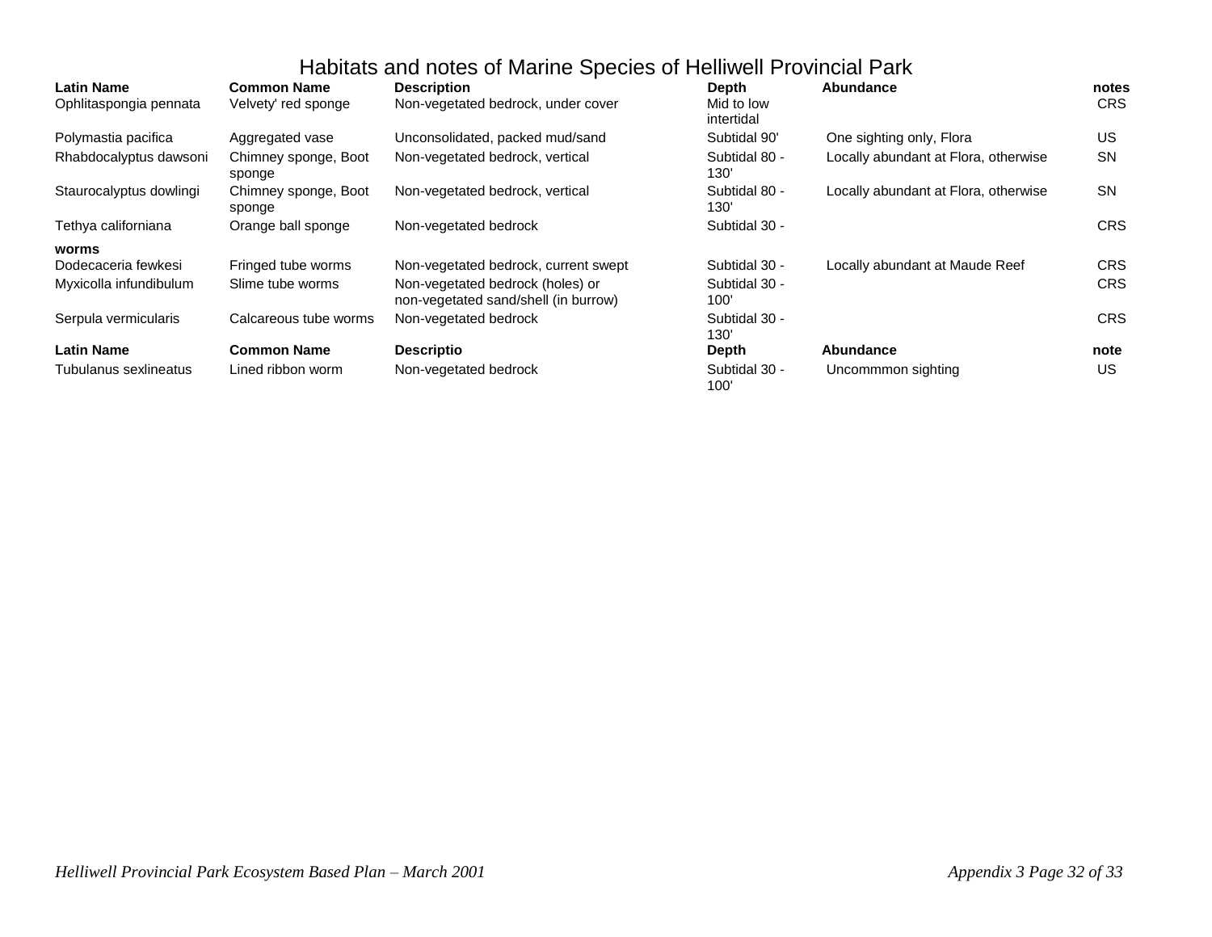# Habitats and notes of Marine Species of Helliwell Provincial Park

| Latin Name | Common Name | Description | Depth | Abundance | notes |
|---|---|---|---|---|---|
| Ophlitaspongia pennata | Velvety' red sponge | Non-vegetated bedrock, under cover | Mid to low intertidal | | CRS |
| Polymastia pacifica | Aggregated vase | Unconsolidated, packed mud/sand | Subtidal 90' | One sighting only, Flora | US |
| Rhabdocalyptus dawsoni | Chimney sponge, Boot sponge | Non-vegetated bedrock, vertical | Subtidal 80 - 130' | Locally abundant at Flora, otherwise | SN |
| Staurocalyptus dowlingi | Chimney sponge, Boot sponge | Non-vegetated bedrock, vertical | Subtidal 80 - 130' | Locally abundant at Flora, otherwise | SN |
| Tethya californiana | Orange ball sponge | Non-vegetated bedrock | Subtidal 30 - | | CRS |
| **worms** | | | | | |
| Dodecaceria fewkesi | Fringed tube worms | Non-vegetated bedrock, current swept | Subtidal 30 - | Locally abundant at Maude Reef | CRS |
| Myxicolla infundibulum | Slime tube worms | Non-vegetated bedrock (holes) or non-vegetated sand/shell (in burrow) | Subtidal 30 - 100' | | CRS |
| Serpula vermicularis | Calcareous tube worms | Non-vegetated bedrock | Subtidal 30 - 130' | | CRS |
| **Latin Name** | **Common Name** | **Descriptio** | **Depth** | **Abundance** | **note** |
| Tubulanus sexlineatus | Lined ribbon worm | Non-vegetated bedrock | Subtidal 30 - 100' | Uncommmon sighting | US |